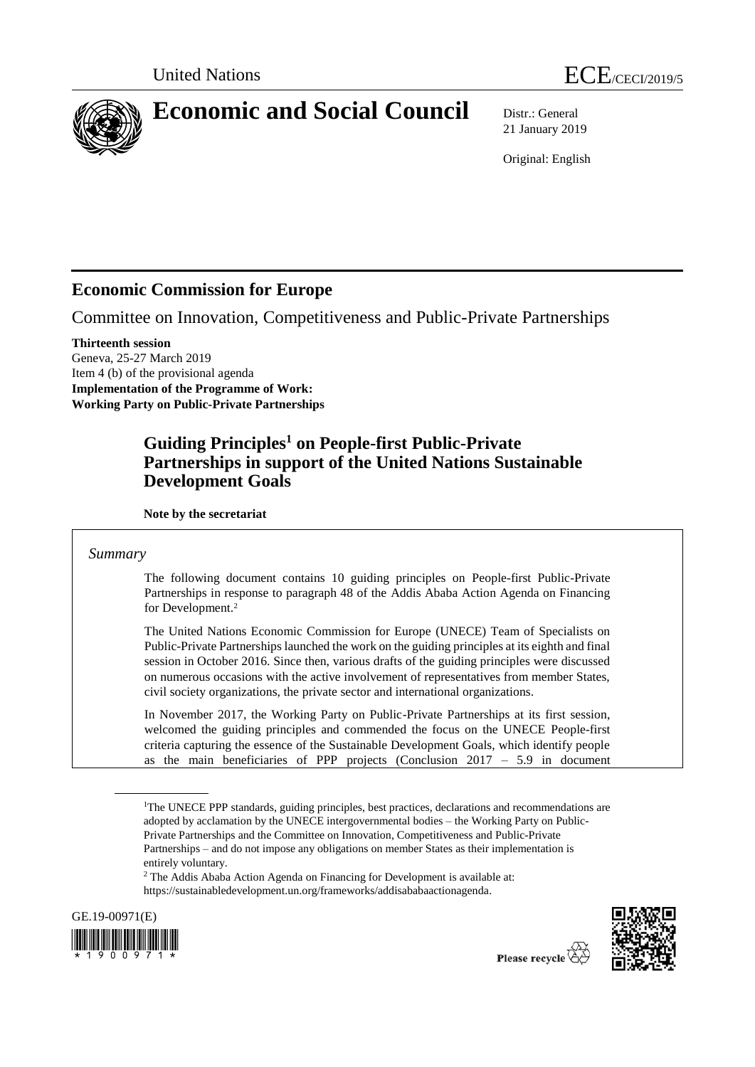United Nations

ECE/CECI/2019/5

# Economic and Social Council

Distr.: General
21 January 2019

Original: English

## Economic Commission for Europe

Committee on Innovation, Competitiveness and Public-Private Partnerships

**Thirteenth session**
Geneva, 25-27 March 2019
Item 4 (b) of the provisional agenda
**Implementation of the Programme of Work:**
**Working Party on Public-Private Partnerships**

### Guiding Principles[1] on People-first Public-Private Partnerships in support of the United Nations Sustainable Development Goals

**Note by the secretariat**

*Summary*

The following document contains 10 guiding principles on People-first Public-Private Partnerships in response to paragraph 48 of the Addis Ababa Action Agenda on Financing for Development.[2]

The United Nations Economic Commission for Europe (UNECE) Team of Specialists on Public-Private Partnerships launched the work on the guiding principles at its eighth and final session in October 2016. Since then, various drafts of the guiding principles were discussed on numerous occasions with the active involvement of representatives from member States, civil society organizations, the private sector and international organizations.

In November 2017, the Working Party on Public-Private Partnerships at its first session, welcomed the guiding principles and commended the focus on the UNECE People-first criteria capturing the essence of the Sustainable Development Goals, which identify people as the main beneficiaries of PPP projects (Conclusion 2017 – 5.9 in document

[1] The UNECE PPP standards, guiding principles, best practices, declarations and recommendations are adopted by acclamation by the UNECE intergovernmental bodies – the Working Party on Public-Private Partnerships and the Committee on Innovation, Competitiveness and Public-Private Partnerships – and do not impose any obligations on member States as their implementation is entirely voluntary.

[2] The Addis Ababa Action Agenda on Financing for Development is available at: https://sustainabledevelopment.un.org/frameworks/addisababaactionagenda.

GE.19-00971(E)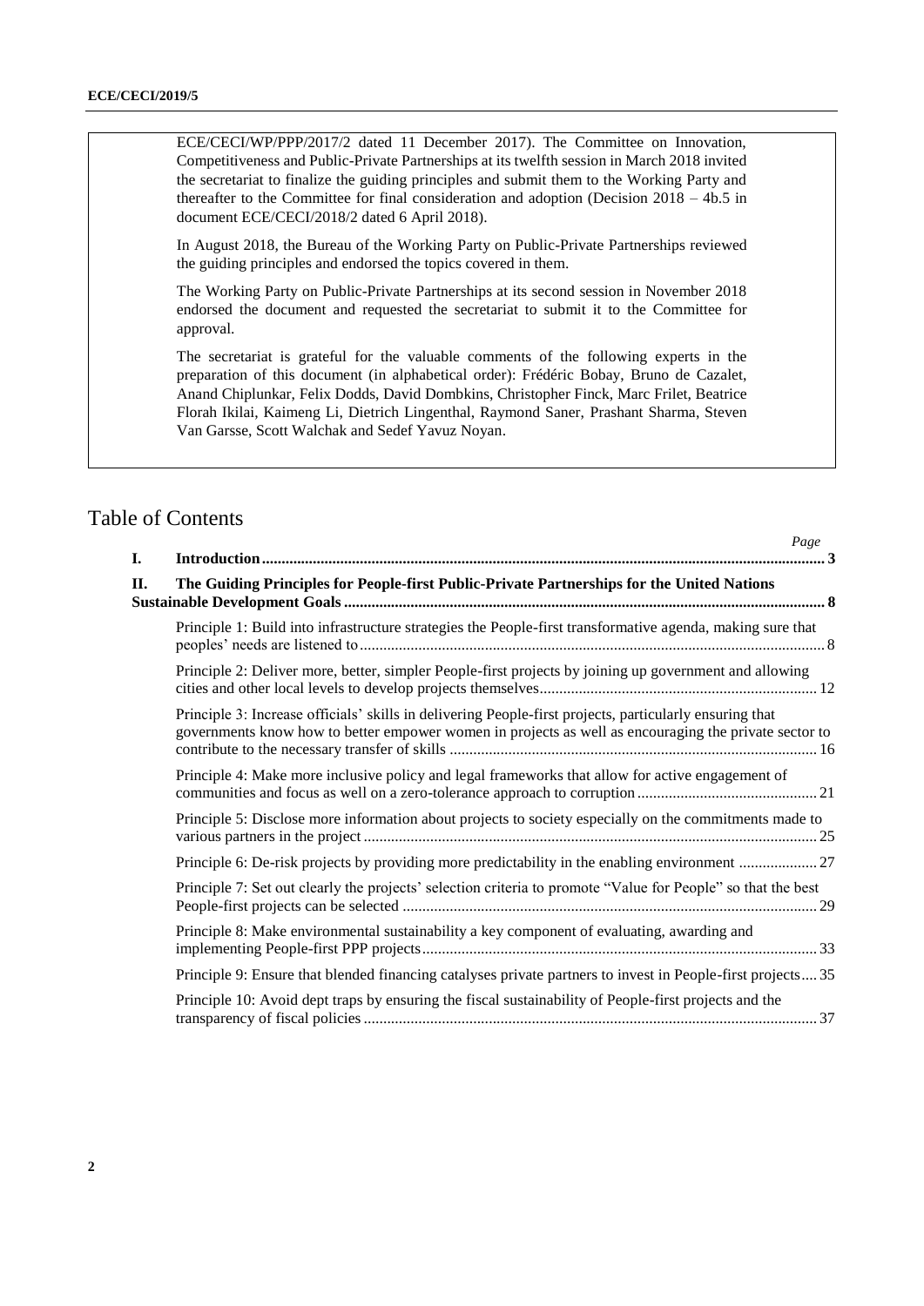ECE/CECI/WP/PPP/2017/2 dated 11 December 2017). The Committee on Innovation, Competitiveness and Public-Private Partnerships at its twelfth session in March 2018 invited the secretariat to finalize the guiding principles and submit them to the Working Party and thereafter to the Committee for final consideration and adoption (Decision 2018 – 4b.5 in document ECE/CECI/2018/2 dated 6 April 2018).

In August 2018, the Bureau of the Working Party on Public-Private Partnerships reviewed the guiding principles and endorsed the topics covered in them.

The Working Party on Public-Private Partnerships at its second session in November 2018 endorsed the document and requested the secretariat to submit it to the Committee for approval.

The secretariat is grateful for the valuable comments of the following experts in the preparation of this document (in alphabetical order): Frédéric Bobay, Bruno de Cazalet, Anand Chiplunkar, Felix Dodds, David Dombkins, Christopher Finck, Marc Frilet, Beatrice Florah Ikilai, Kaimeng Li, Dietrich Lingenthal, Raymond Saner, Prashant Sharma, Steven Van Garsse, Scott Walchak and Sedef Yavuz Noyan.

# Table of Contents

| | | Page |
|---|---|---|
| **I.** | **Introduction** | **3** |
| **II.** | **The Guiding Principles for People-first Public-Private Partnerships for the United Nations Sustainable Development Goals** | **8** |
| | Principle 1: Build into infrastructure strategies the People-first transformative agenda, making sure that peoples' needs are listened to | 8 |
| | Principle 2: Deliver more, better, simpler People-first projects by joining up government and allowing cities and other local levels to develop projects themselves | 12 |
| | Principle 3: Increase officials' skills in delivering People-first projects, particularly ensuring that governments know how to better empower women in projects as well as encouraging the private sector to contribute to the necessary transfer of skills | 16 |
| | Principle 4: Make more inclusive policy and legal frameworks that allow for active engagement of communities and focus as well on a zero-tolerance approach to corruption | 21 |
| | Principle 5: Disclose more information about projects to society especially on the commitments made to various partners in the project | 25 |
| | Principle 6: De-risk projects by providing more predictability in the enabling environment | 27 |
| | Principle 7: Set out clearly the projects' selection criteria to promote "Value for People" so that the best People-first projects can be selected | 29 |
| | Principle 8: Make environmental sustainability a key component of evaluating, awarding and implementing People-first PPP projects | 33 |
| | Principle 9: Ensure that blended financing catalyses private partners to invest in People-first projects | 35 |
| | Principle 10: Avoid dept traps by ensuring the fiscal sustainability of People-first projects and the transparency of fiscal policies | 37 |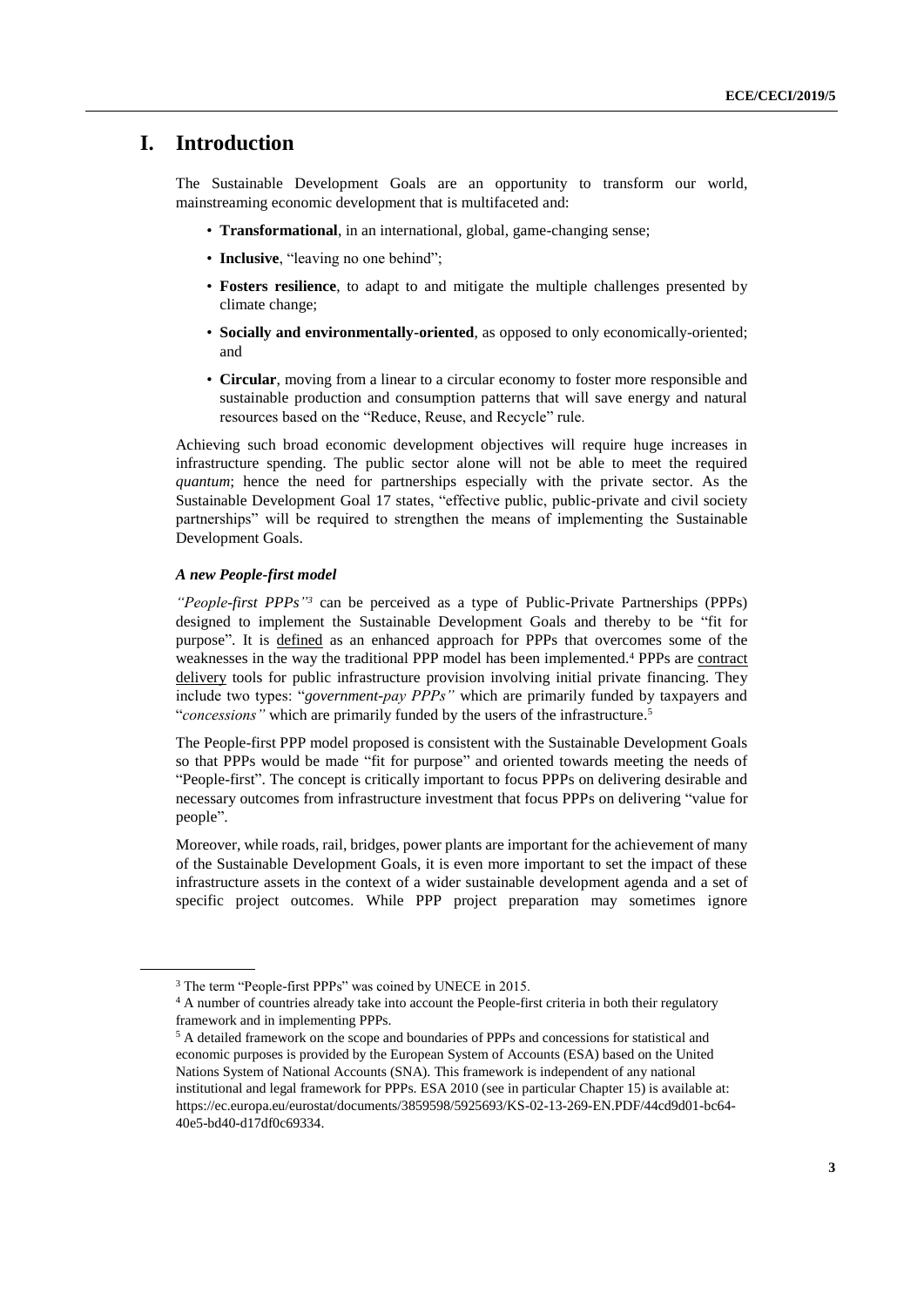# I. Introduction

The Sustainable Development Goals are an opportunity to transform our world, mainstreaming economic development that is multifaceted and:

- **Transformational**, in an international, global, game-changing sense;
- **Inclusive**, "leaving no one behind";
- **Fosters resilience**, to adapt to and mitigate the multiple challenges presented by climate change;
- **Socially and environmentally-oriented**, as opposed to only economically-oriented; and
- **Circular**, moving from a linear to a circular economy to foster more responsible and sustainable production and consumption patterns that will save energy and natural resources based on the "Reduce, Reuse, and Recycle" rule.

Achieving such broad economic development objectives will require huge increases in infrastructure spending. The public sector alone will not be able to meet the required *quantum*; hence the need for partnerships especially with the private sector. As the Sustainable Development Goal 17 states, "effective public, public-private and civil society partnerships" will be required to strengthen the means of implementing the Sustainable Development Goals.

### *A new People-first model*

*"People-first PPPs"*[3] can be perceived as a type of Public-Private Partnerships (PPPs) designed to implement the Sustainable Development Goals and thereby to be "fit for purpose". It is defined as an enhanced approach for PPPs that overcomes some of the weaknesses in the way the traditional PPP model has been implemented.[4] PPPs are contract delivery tools for public infrastructure provision involving initial private financing. They include two types: "*government-pay PPPs"* which are primarily funded by taxpayers and "*concessions"* which are primarily funded by the users of the infrastructure.[5]

The People-first PPP model proposed is consistent with the Sustainable Development Goals so that PPPs would be made "fit for purpose" and oriented towards meeting the needs of "People-first". The concept is critically important to focus PPPs on delivering desirable and necessary outcomes from infrastructure investment that focus PPPs on delivering "value for people".

Moreover, while roads, rail, bridges, power plants are important for the achievement of many of the Sustainable Development Goals, it is even more important to set the impact of these infrastructure assets in the context of a wider sustainable development agenda and a set of specific project outcomes. While PPP project preparation may sometimes ignore

---

[3] The term "People-first PPPs" was coined by UNECE in 2015.

[4] A number of countries already take into account the People-first criteria in both their regulatory framework and in implementing PPPs.

[5] A detailed framework on the scope and boundaries of PPPs and concessions for statistical and economic purposes is provided by the European System of Accounts (ESA) based on the United Nations System of National Accounts (SNA). This framework is independent of any national institutional and legal framework for PPPs. ESA 2010 (see in particular Chapter 15) is available at: https://ec.europa.eu/eurostat/documents/3859598/5925693/KS-02-13-269-EN.PDF/44cd9d01-bc64-40e5-bd40-d17df0c69334.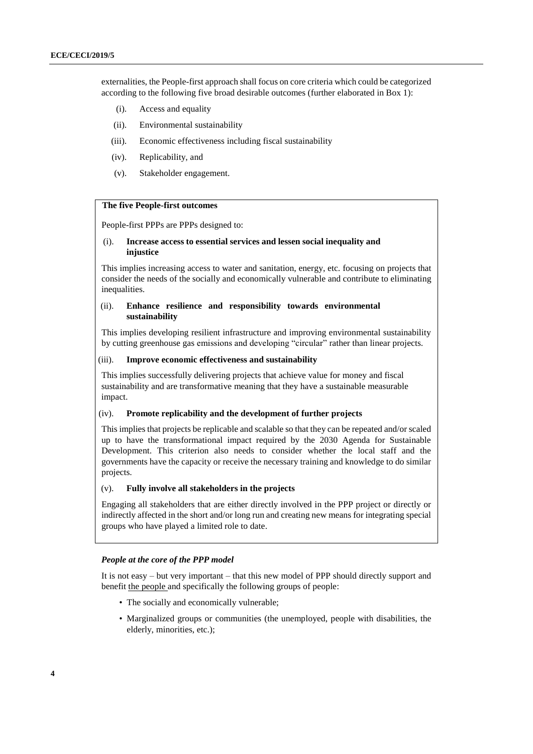externalities, the People-first approach shall focus on core criteria which could be categorized according to the following five broad desirable outcomes (further elaborated in Box 1):

(i). Access and equality

(ii). Environmental sustainability

(iii). Economic effectiveness including fiscal sustainability

(iv). Replicability, and

(v). Stakeholder engagement.

**The five People-first outcomes**

People-first PPPs are PPPs designed to:

(i). **Increase access to essential services and lessen social inequality and injustice**

This implies increasing access to water and sanitation, energy, etc. focusing on projects that consider the needs of the socially and economically vulnerable and contribute to eliminating inequalities.

(ii). **Enhance resilience and responsibility towards environmental sustainability**

This implies developing resilient infrastructure and improving environmental sustainability by cutting greenhouse gas emissions and developing "circular" rather than linear projects.

(iii). **Improve economic effectiveness and sustainability**

This implies successfully delivering projects that achieve value for money and fiscal sustainability and are transformative meaning that they have a sustainable measurable impact.

(iv). **Promote replicability and the development of further projects**

This implies that projects be replicable and scalable so that they can be repeated and/or scaled up to have the transformational impact required by the 2030 Agenda for Sustainable Development. This criterion also needs to consider whether the local staff and the governments have the capacity or receive the necessary training and knowledge to do similar projects.

(v). **Fully involve all stakeholders in the projects**

Engaging all stakeholders that are either directly involved in the PPP project or directly or indirectly affected in the short and/or long run and creating new means for integrating special groups who have played a limited role to date.

***People at the core of the PPP model***

It is not easy – but very important – that this new model of PPP should directly support and benefit the people and specifically the following groups of people:

- The socially and economically vulnerable;
- Marginalized groups or communities (the unemployed, people with disabilities, the elderly, minorities, etc.);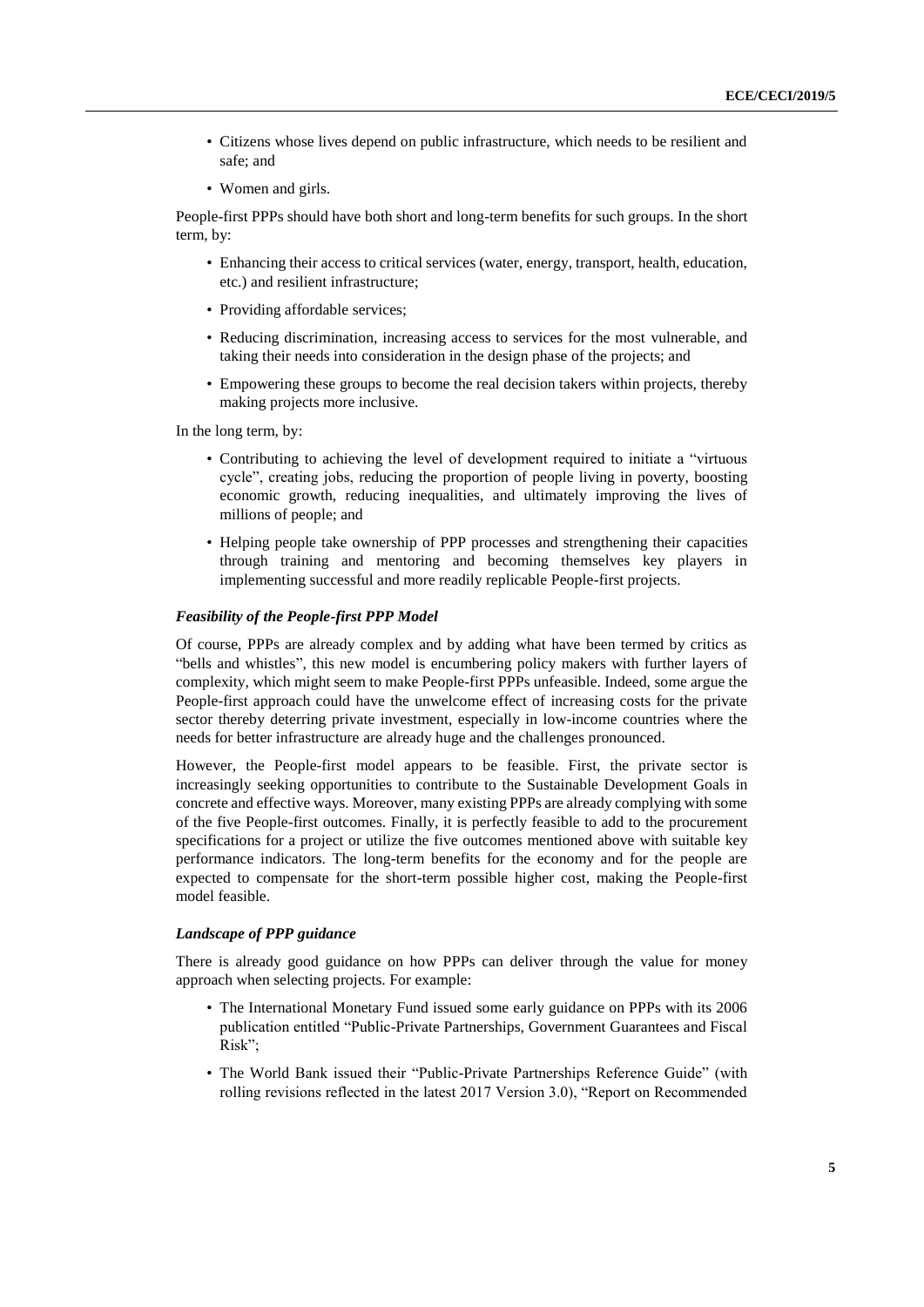- Citizens whose lives depend on public infrastructure, which needs to be resilient and safe; and
- Women and girls.

People-first PPPs should have both short and long-term benefits for such groups. In the short term, by:

- Enhancing their access to critical services (water, energy, transport, health, education, etc.) and resilient infrastructure;
- Providing affordable services;
- Reducing discrimination, increasing access to services for the most vulnerable, and taking their needs into consideration in the design phase of the projects; and
- Empowering these groups to become the real decision takers within projects, thereby making projects more inclusive.

In the long term, by:

- Contributing to achieving the level of development required to initiate a "virtuous cycle", creating jobs, reducing the proportion of people living in poverty, boosting economic growth, reducing inequalities, and ultimately improving the lives of millions of people; and
- Helping people take ownership of PPP processes and strengthening their capacities through training and mentoring and becoming themselves key players in implementing successful and more readily replicable People-first projects.

***Feasibility of the People-first PPP Model***

Of course, PPPs are already complex and by adding what have been termed by critics as "bells and whistles", this new model is encumbering policy makers with further layers of complexity, which might seem to make People-first PPPs unfeasible. Indeed, some argue the People-first approach could have the unwelcome effect of increasing costs for the private sector thereby deterring private investment, especially in low-income countries where the needs for better infrastructure are already huge and the challenges pronounced.

However, the People-first model appears to be feasible. First, the private sector is increasingly seeking opportunities to contribute to the Sustainable Development Goals in concrete and effective ways. Moreover, many existing PPPs are already complying with some of the five People-first outcomes. Finally, it is perfectly feasible to add to the procurement specifications for a project or utilize the five outcomes mentioned above with suitable key performance indicators. The long-term benefits for the economy and for the people are expected to compensate for the short-term possible higher cost, making the People-first model feasible.

***Landscape of PPP guidance***

There is already good guidance on how PPPs can deliver through the value for money approach when selecting projects. For example:

- The International Monetary Fund issued some early guidance on PPPs with its 2006 publication entitled "Public-Private Partnerships, Government Guarantees and Fiscal Risk";
- The World Bank issued their "Public-Private Partnerships Reference Guide" (with rolling revisions reflected in the latest 2017 Version 3.0), "Report on Recommended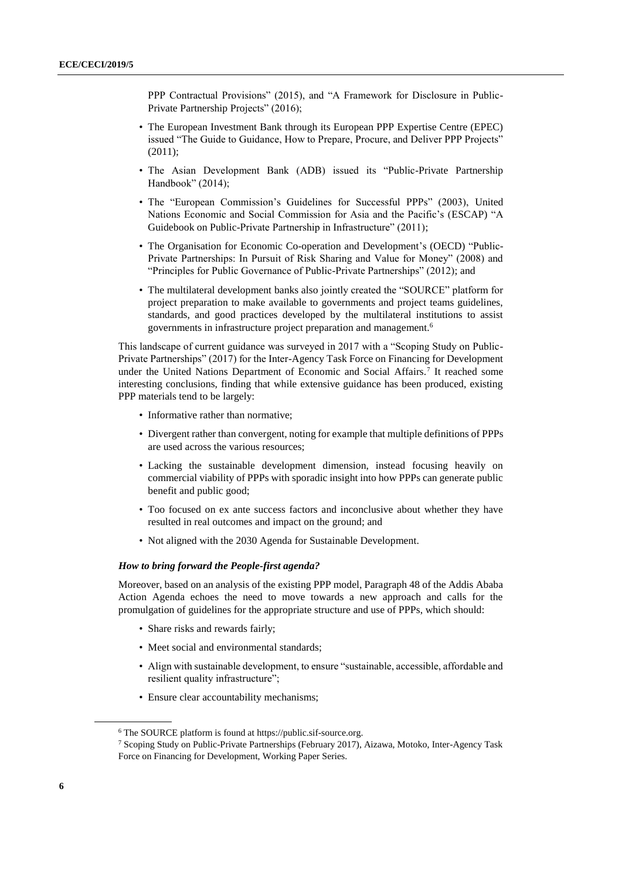PPP Contractual Provisions" (2015), and "A Framework for Disclosure in Public-Private Partnership Projects" (2016);

- The European Investment Bank through its European PPP Expertise Centre (EPEC) issued "The Guide to Guidance, How to Prepare, Procure, and Deliver PPP Projects" (2011);
- The Asian Development Bank (ADB) issued its "Public-Private Partnership Handbook" (2014);
- The "European Commission's Guidelines for Successful PPPs" (2003), United Nations Economic and Social Commission for Asia and the Pacific's (ESCAP) "A Guidebook on Public-Private Partnership in Infrastructure" (2011);
- The Organisation for Economic Co-operation and Development's (OECD) "Public-Private Partnerships: In Pursuit of Risk Sharing and Value for Money" (2008) and "Principles for Public Governance of Public-Private Partnerships" (2012); and
- The multilateral development banks also jointly created the "SOURCE" platform for project preparation to make available to governments and project teams guidelines, standards, and good practices developed by the multilateral institutions to assist governments in infrastructure project preparation and management.[6]

This landscape of current guidance was surveyed in 2017 with a "Scoping Study on Public-Private Partnerships" (2017) for the Inter-Agency Task Force on Financing for Development under the United Nations Department of Economic and Social Affairs.[7] It reached some interesting conclusions, finding that while extensive guidance has been produced, existing PPP materials tend to be largely:

- Informative rather than normative;
- Divergent rather than convergent, noting for example that multiple definitions of PPPs are used across the various resources;
- Lacking the sustainable development dimension, instead focusing heavily on commercial viability of PPPs with sporadic insight into how PPPs can generate public benefit and public good;
- Too focused on ex ante success factors and inconclusive about whether they have resulted in real outcomes and impact on the ground; and
- Not aligned with the 2030 Agenda for Sustainable Development.

### *How to bring forward the People-first agenda?*

Moreover, based on an analysis of the existing PPP model, Paragraph 48 of the Addis Ababa Action Agenda echoes the need to move towards a new approach and calls for the promulgation of guidelines for the appropriate structure and use of PPPs, which should:

- Share risks and rewards fairly;
- Meet social and environmental standards;
- Align with sustainable development, to ensure "sustainable, accessible, affordable and resilient quality infrastructure";
- Ensure clear accountability mechanisms;

---

[6] The SOURCE platform is found at https://public.sif-source.org.

[7] Scoping Study on Public-Private Partnerships (February 2017), Aizawa, Motoko, Inter-Agency Task Force on Financing for Development, Working Paper Series.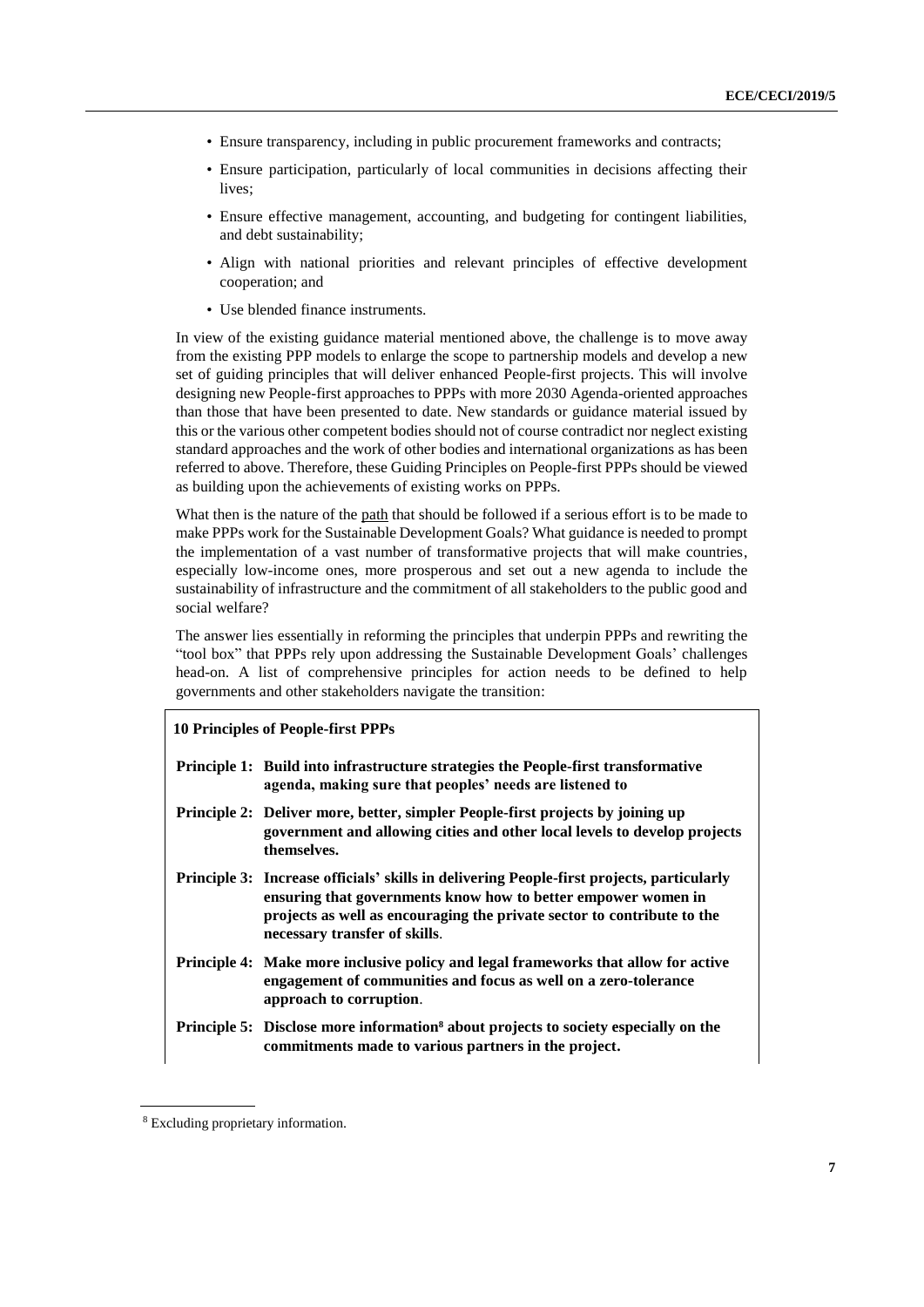- Ensure transparency, including in public procurement frameworks and contracts;
- Ensure participation, particularly of local communities in decisions affecting their lives;
- Ensure effective management, accounting, and budgeting for contingent liabilities, and debt sustainability;
- Align with national priorities and relevant principles of effective development cooperation; and
- Use blended finance instruments.

In view of the existing guidance material mentioned above, the challenge is to move away from the existing PPP models to enlarge the scope to partnership models and develop a new set of guiding principles that will deliver enhanced People-first projects. This will involve designing new People-first approaches to PPPs with more 2030 Agenda-oriented approaches than those that have been presented to date. New standards or guidance material issued by this or the various other competent bodies should not of course contradict nor neglect existing standard approaches and the work of other bodies and international organizations as has been referred to above. Therefore, these Guiding Principles on People-first PPPs should be viewed as building upon the achievements of existing works on PPPs.

What then is the nature of the path that should be followed if a serious effort is to be made to make PPPs work for the Sustainable Development Goals? What guidance is needed to prompt the implementation of a vast number of transformative projects that will make countries, especially low-income ones, more prosperous and set out a new agenda to include the sustainability of infrastructure and the commitment of all stakeholders to the public good and social welfare?

The answer lies essentially in reforming the principles that underpin PPPs and rewriting the "tool box" that PPPs rely upon addressing the Sustainable Development Goals' challenges head-on. A list of comprehensive principles for action needs to be defined to help governments and other stakeholders navigate the transition:

**10 Principles of People-first PPPs**

**Principle 1: Build into infrastructure strategies the People-first transformative agenda, making sure that peoples' needs are listened to**

**Principle 2: Deliver more, better, simpler People-first projects by joining up government and allowing cities and other local levels to develop projects themselves.**

**Principle 3: Increase officials' skills in delivering People-first projects, particularly ensuring that governments know how to better empower women in projects as well as encouraging the private sector to contribute to the necessary transfer of skills**.

**Principle 4: Make more inclusive policy and legal frameworks that allow for active engagement of communities and focus as well on a zero-tolerance approach to corruption**.

**Principle 5: Disclose more information[8] about projects to society especially on the commitments made to various partners in the project.**

[8] Excluding proprietary information.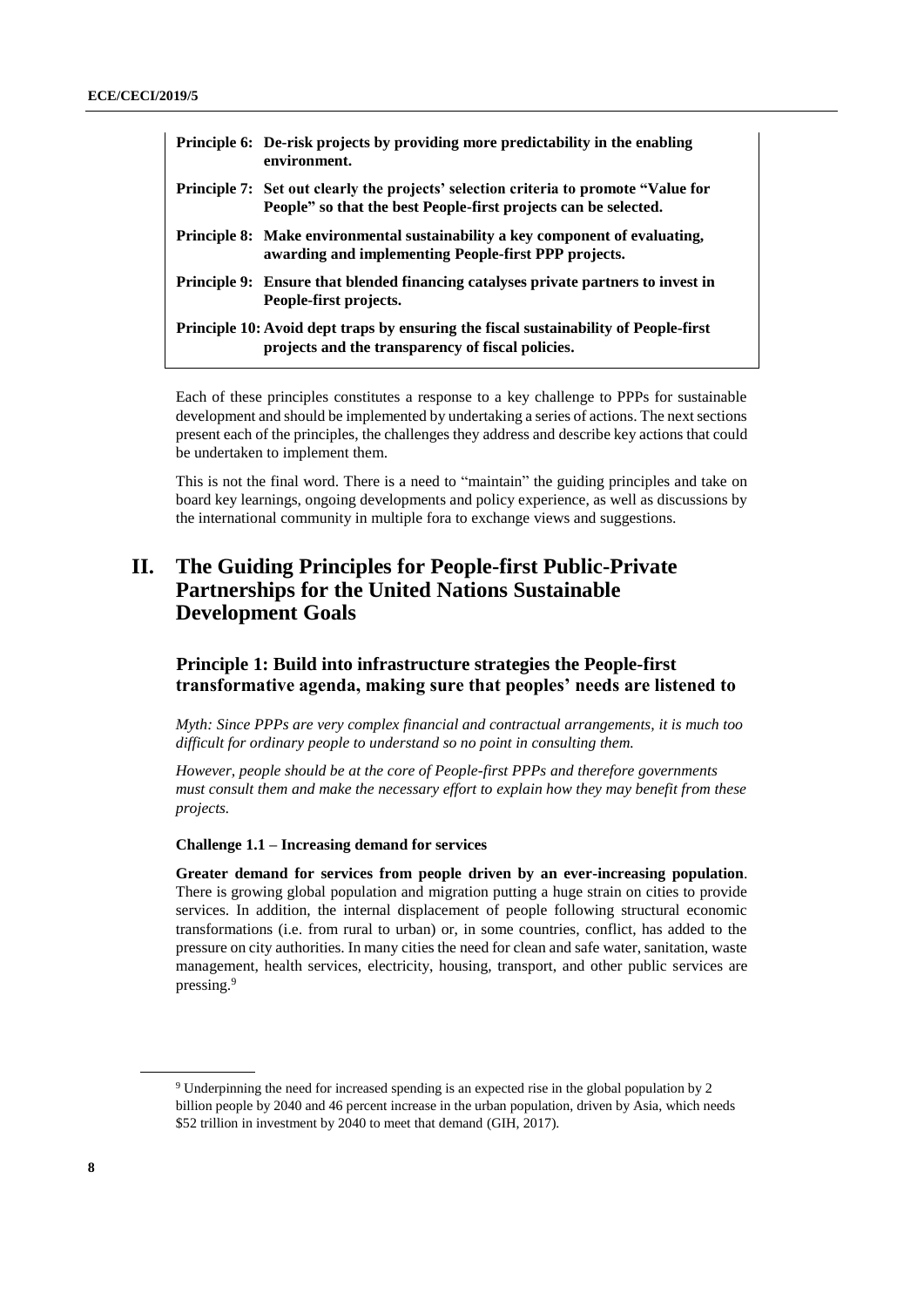**Principle 6: De-risk projects by providing more predictability in the enabling environment.**

**Principle 7: Set out clearly the projects' selection criteria to promote "Value for People" so that the best People-first projects can be selected.**

**Principle 8: Make environmental sustainability a key component of evaluating, awarding and implementing People-first PPP projects.**

**Principle 9: Ensure that blended financing catalyses private partners to invest in People-first projects.**

**Principle 10: Avoid dept traps by ensuring the fiscal sustainability of People-first projects and the transparency of fiscal policies.**

Each of these principles constitutes a response to a key challenge to PPPs for sustainable development and should be implemented by undertaking a series of actions. The next sections present each of the principles, the challenges they address and describe key actions that could be undertaken to implement them.

This is not the final word. There is a need to "maintain" the guiding principles and take on board key learnings, ongoing developments and policy experience, as well as discussions by the international community in multiple fora to exchange views and suggestions.

# II. The Guiding Principles for People-first Public-Private Partnerships for the United Nations Sustainable Development Goals

## Principle 1: Build into infrastructure strategies the People-first transformative agenda, making sure that peoples' needs are listened to

*Myth: Since PPPs are very complex financial and contractual arrangements, it is much too difficult for ordinary people to understand so no point in consulting them.*

*However, people should be at the core of People-first PPPs and therefore governments must consult them and make the necessary effort to explain how they may benefit from these projects.*

### Challenge 1.1 – Increasing demand for services

**Greater demand for services from people driven by an ever-increasing population**. There is growing global population and migration putting a huge strain on cities to provide services. In addition, the internal displacement of people following structural economic transformations (i.e. from rural to urban) or, in some countries, conflict, has added to the pressure on city authorities. In many cities the need for clean and safe water, sanitation, waste management, health services, electricity, housing, transport, and other public services are pressing.[9]

[9] Underpinning the need for increased spending is an expected rise in the global population by 2 billion people by 2040 and 46 percent increase in the urban population, driven by Asia, which needs \$52 trillion in investment by 2040 to meet that demand (GIH, 2017).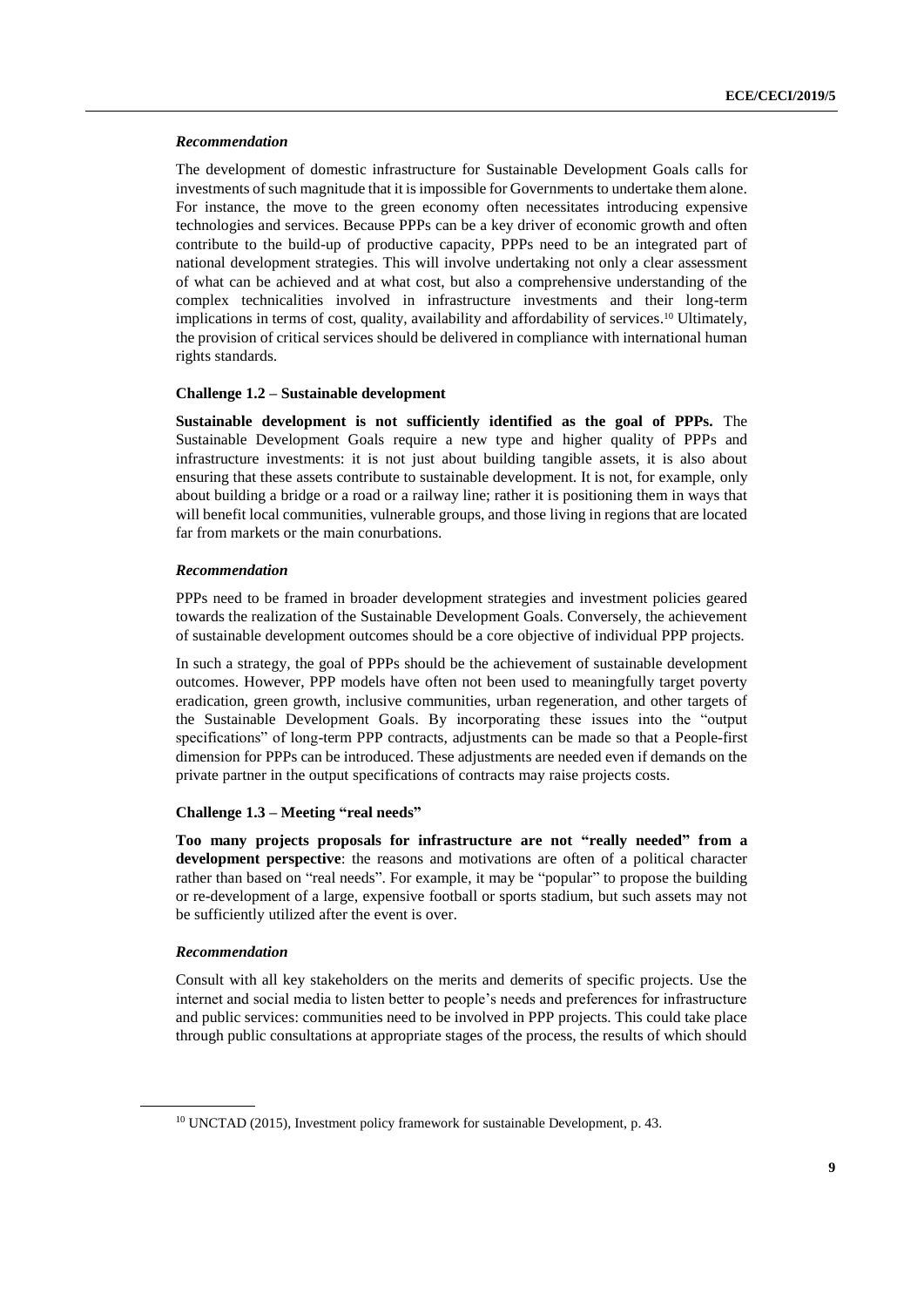### *Recommendation*

The development of domestic infrastructure for Sustainable Development Goals calls for investments of such magnitude that it is impossible for Governments to undertake them alone. For instance, the move to the green economy often necessitates introducing expensive technologies and services. Because PPPs can be a key driver of economic growth and often contribute to the build-up of productive capacity, PPPs need to be an integrated part of national development strategies. This will involve undertaking not only a clear assessment of what can be achieved and at what cost, but also a comprehensive understanding of the complex technicalities involved in infrastructure investments and their long-term implications in terms of cost, quality, availability and affordability of services.[10] Ultimately, the provision of critical services should be delivered in compliance with international human rights standards.

### Challenge 1.2 – Sustainable development

**Sustainable development is not sufficiently identified as the goal of PPPs.** The Sustainable Development Goals require a new type and higher quality of PPPs and infrastructure investments: it is not just about building tangible assets, it is also about ensuring that these assets contribute to sustainable development. It is not, for example, only about building a bridge or a road or a railway line; rather it is positioning them in ways that will benefit local communities, vulnerable groups, and those living in regions that are located far from markets or the main conurbations.

### *Recommendation*

PPPs need to be framed in broader development strategies and investment policies geared towards the realization of the Sustainable Development Goals. Conversely, the achievement of sustainable development outcomes should be a core objective of individual PPP projects.

In such a strategy, the goal of PPPs should be the achievement of sustainable development outcomes. However, PPP models have often not been used to meaningfully target poverty eradication, green growth, inclusive communities, urban regeneration, and other targets of the Sustainable Development Goals. By incorporating these issues into the "output specifications" of long-term PPP contracts, adjustments can be made so that a People-first dimension for PPPs can be introduced. These adjustments are needed even if demands on the private partner in the output specifications of contracts may raise projects costs.

### Challenge 1.3 – Meeting "real needs"

**Too many projects proposals for infrastructure are not "really needed" from a development perspective**: the reasons and motivations are often of a political character rather than based on "real needs". For example, it may be "popular" to propose the building or re-development of a large, expensive football or sports stadium, but such assets may not be sufficiently utilized after the event is over.

### *Recommendation*

Consult with all key stakeholders on the merits and demerits of specific projects. Use the internet and social media to listen better to people's needs and preferences for infrastructure and public services: communities need to be involved in PPP projects. This could take place through public consultations at appropriate stages of the process, the results of which should

---

[10] UNCTAD (2015), Investment policy framework for sustainable Development, p. 43.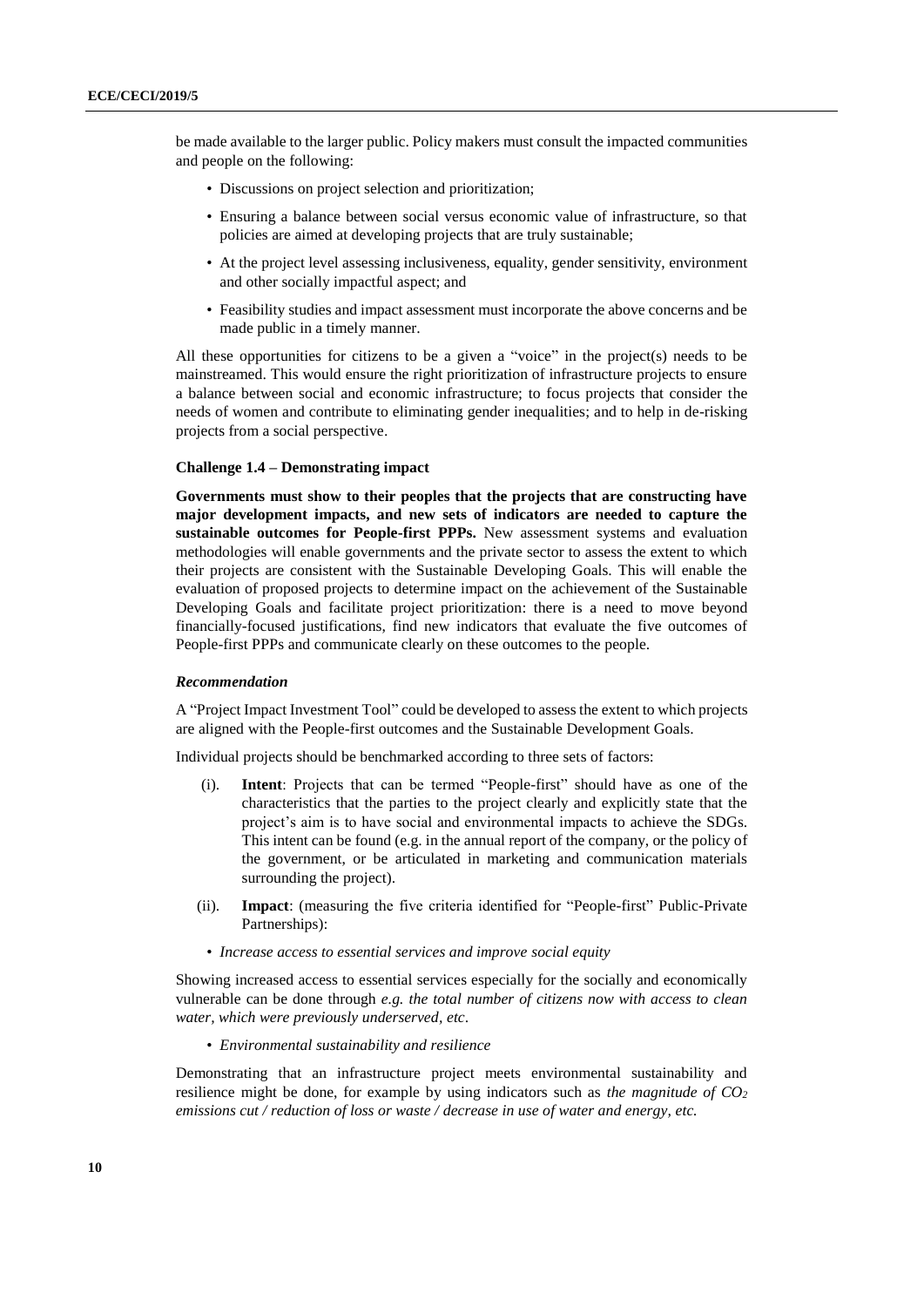be made available to the larger public. Policy makers must consult the impacted communities and people on the following:

- Discussions on project selection and prioritization;
- Ensuring a balance between social versus economic value of infrastructure, so that policies are aimed at developing projects that are truly sustainable;
- At the project level assessing inclusiveness, equality, gender sensitivity, environment and other socially impactful aspect; and
- Feasibility studies and impact assessment must incorporate the above concerns and be made public in a timely manner.

All these opportunities for citizens to be a given a "voice" in the project(s) needs to be mainstreamed. This would ensure the right prioritization of infrastructure projects to ensure a balance between social and economic infrastructure; to focus projects that consider the needs of women and contribute to eliminating gender inequalities; and to help in de-risking projects from a social perspective.

#### Challenge 1.4 – Demonstrating impact

**Governments must show to their peoples that the projects that are constructing have major development impacts, and new sets of indicators are needed to capture the sustainable outcomes for People-first PPPs.** New assessment systems and evaluation methodologies will enable governments and the private sector to assess the extent to which their projects are consistent with the Sustainable Developing Goals. This will enable the evaluation of proposed projects to determine impact on the achievement of the Sustainable Developing Goals and facilitate project prioritization: there is a need to move beyond financially-focused justifications, find new indicators that evaluate the five outcomes of People-first PPPs and communicate clearly on these outcomes to the people.

#### *Recommendation*

A "Project Impact Investment Tool" could be developed to assess the extent to which projects are aligned with the People-first outcomes and the Sustainable Development Goals.

Individual projects should be benchmarked according to three sets of factors:

(i). **Intent**: Projects that can be termed "People-first" should have as one of the characteristics that the parties to the project clearly and explicitly state that the project's aim is to have social and environmental impacts to achieve the SDGs. This intent can be found (e.g. in the annual report of the company, or the policy of the government, or be articulated in marketing and communication materials surrounding the project).

(ii). **Impact**: (measuring the five criteria identified for "People-first" Public-Private Partnerships):

- *Increase access to essential services and improve social equity*

Showing increased access to essential services especially for the socially and economically vulnerable can be done through *e.g. the total number of citizens now with access to clean water, which were previously underserved, etc*.

- *Environmental sustainability and resilience*

Demonstrating that an infrastructure project meets environmental sustainability and resilience might be done, for example by using indicators such as *the magnitude of $CO_2$ emissions cut / reduction of loss or waste / decrease in use of water and energy, etc.*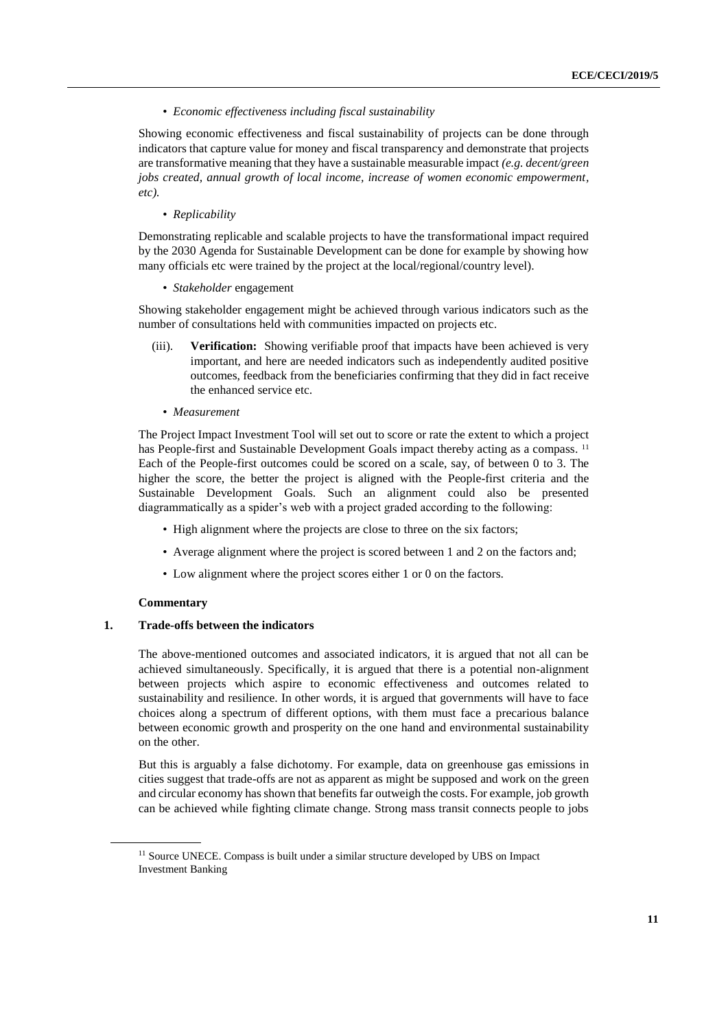- *Economic effectiveness including fiscal sustainability*

Showing economic effectiveness and fiscal sustainability of projects can be done through indicators that capture value for money and fiscal transparency and demonstrate that projects are transformative meaning that they have a sustainable measurable impact *(e.g. decent/green jobs created, annual growth of local income, increase of women economic empowerment, etc).*

- *Replicability*

Demonstrating replicable and scalable projects to have the transformational impact required by the 2030 Agenda for Sustainable Development can be done for example by showing how many officials etc were trained by the project at the local/regional/country level).

- *Stakeholder* engagement

Showing stakeholder engagement might be achieved through various indicators such as the number of consultations held with communities impacted on projects etc.

(iii). **Verification:** Showing verifiable proof that impacts have been achieved is very important, and here are needed indicators such as independently audited positive outcomes, feedback from the beneficiaries confirming that they did in fact receive the enhanced service etc.

- *Measurement*

The Project Impact Investment Tool will set out to score or rate the extent to which a project has People-first and Sustainable Development Goals impact thereby acting as a compass. [11] Each of the People-first outcomes could be scored on a scale, say, of between 0 to 3. The higher the score, the better the project is aligned with the People-first criteria and the Sustainable Development Goals. Such an alignment could also be presented diagrammatically as a spider's web with a project graded according to the following:

- High alignment where the projects are close to three on the six factors;
- Average alignment where the project is scored between 1 and 2 on the factors and;
- Low alignment where the project scores either 1 or 0 on the factors.

**Commentary**

## 1. Trade-offs between the indicators

The above-mentioned outcomes and associated indicators, it is argued that not all can be achieved simultaneously. Specifically, it is argued that there is a potential non-alignment between projects which aspire to economic effectiveness and outcomes related to sustainability and resilience. In other words, it is argued that governments will have to face choices along a spectrum of different options, with them must face a precarious balance between economic growth and prosperity on the one hand and environmental sustainability on the other.

But this is arguably a false dichotomy. For example, data on greenhouse gas emissions in cities suggest that trade-offs are not as apparent as might be supposed and work on the green and circular economy has shown that benefits far outweigh the costs. For example, job growth can be achieved while fighting climate change. Strong mass transit connects people to jobs

[11] Source UNECE. Compass is built under a similar structure developed by UBS on Impact Investment Banking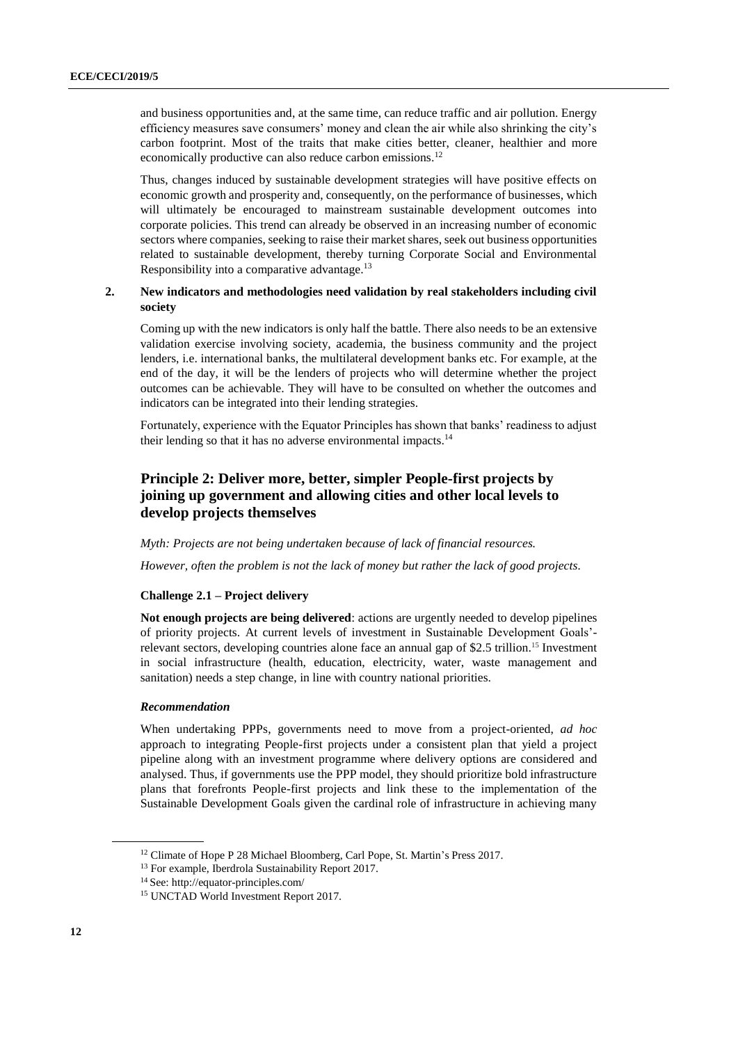and business opportunities and, at the same time, can reduce traffic and air pollution. Energy efficiency measures save consumers' money and clean the air while also shrinking the city's carbon footprint. Most of the traits that make cities better, cleaner, healthier and more economically productive can also reduce carbon emissions.[12]

Thus, changes induced by sustainable development strategies will have positive effects on economic growth and prosperity and, consequently, on the performance of businesses, which will ultimately be encouraged to mainstream sustainable development outcomes into corporate policies. This trend can already be observed in an increasing number of economic sectors where companies, seeking to raise their market shares, seek out business opportunities related to sustainable development, thereby turning Corporate Social and Environmental Responsibility into a comparative advantage.[13]

### 2. New indicators and methodologies need validation by real stakeholders including civil society

Coming up with the new indicators is only half the battle. There also needs to be an extensive validation exercise involving society, academia, the business community and the project lenders, i.e. international banks, the multilateral development banks etc. For example, at the end of the day, it will be the lenders of projects who will determine whether the project outcomes can be achievable. They will have to be consulted on whether the outcomes and indicators can be integrated into their lending strategies.

Fortunately, experience with the Equator Principles has shown that banks' readiness to adjust their lending so that it has no adverse environmental impacts.[14]

## Principle 2: Deliver more, better, simpler People-first projects by joining up government and allowing cities and other local levels to develop projects themselves

*Myth: Projects are not being undertaken because of lack of financial resources.*

*However, often the problem is not the lack of money but rather the lack of good projects.*

### Challenge 2.1 – Project delivery

**Not enough projects are being delivered**: actions are urgently needed to develop pipelines of priority projects. At current levels of investment in Sustainable Development Goals'-relevant sectors, developing countries alone face an annual gap of $2.5 trillion.[15] Investment in social infrastructure (health, education, electricity, water, waste management and sanitation) needs a step change, in line with country national priorities.

#### *Recommendation*

When undertaking PPPs, governments need to move from a project-oriented, *ad hoc* approach to integrating People-first projects under a consistent plan that yield a project pipeline along with an investment programme where delivery options are considered and analysed. Thus, if governments use the PPP model, they should prioritize bold infrastructure plans that forefronts People-first projects and link these to the implementation of the Sustainable Development Goals given the cardinal role of infrastructure in achieving many

---

[12] Climate of Hope P 28 Michael Bloomberg, Carl Pope, St. Martin's Press 2017.

[13] For example, Iberdrola Sustainability Report 2017.

[14] See: http://equator-principles.com/

[15] UNCTAD World Investment Report 2017.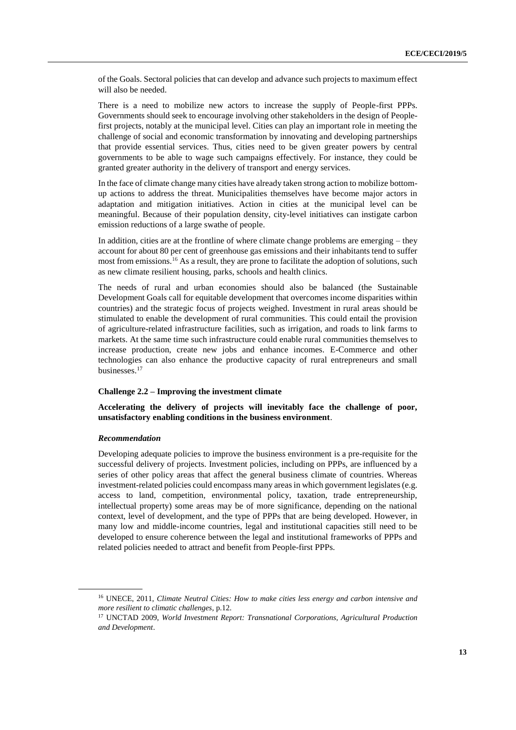of the Goals. Sectoral policies that can develop and advance such projects to maximum effect will also be needed.

There is a need to mobilize new actors to increase the supply of People-first PPPs. Governments should seek to encourage involving other stakeholders in the design of People-first projects, notably at the municipal level. Cities can play an important role in meeting the challenge of social and economic transformation by innovating and developing partnerships that provide essential services. Thus, cities need to be given greater powers by central governments to be able to wage such campaigns effectively. For instance, they could be granted greater authority in the delivery of transport and energy services.

In the face of climate change many cities have already taken strong action to mobilize bottom-up actions to address the threat. Municipalities themselves have become major actors in adaptation and mitigation initiatives. Action in cities at the municipal level can be meaningful. Because of their population density, city-level initiatives can instigate carbon emission reductions of a large swathe of people.

In addition, cities are at the frontline of where climate change problems are emerging – they account for about 80 per cent of greenhouse gas emissions and their inhabitants tend to suffer most from emissions.[16] As a result, they are prone to facilitate the adoption of solutions, such as new climate resilient housing, parks, schools and health clinics.

The needs of rural and urban economies should also be balanced (the Sustainable Development Goals call for equitable development that overcomes income disparities within countries) and the strategic focus of projects weighed. Investment in rural areas should be stimulated to enable the development of rural communities. This could entail the provision of agriculture-related infrastructure facilities, such as irrigation, and roads to link farms to markets. At the same time such infrastructure could enable rural communities themselves to increase production, create new jobs and enhance incomes. E-Commerce and other technologies can also enhance the productive capacity of rural entrepreneurs and small businesses.[17]

#### Challenge 2.2 – Improving the investment climate

**Accelerating the delivery of projects will inevitably face the challenge of poor, unsatisfactory enabling conditions in the business environment**.

***Recommendation***

Developing adequate policies to improve the business environment is a pre-requisite for the successful delivery of projects. Investment policies, including on PPPs, are influenced by a series of other policy areas that affect the general business climate of countries. Whereas investment-related policies could encompass many areas in which government legislates (e.g. access to land, competition, environmental policy, taxation, trade entrepreneurship, intellectual property) some areas may be of more significance, depending on the national context, level of development, and the type of PPPs that are being developed. However, in many low and middle-income countries, legal and institutional capacities still need to be developed to ensure coherence between the legal and institutional frameworks of PPPs and related policies needed to attract and benefit from People-first PPPs.

---

[16] UNECE, 2011, *Climate Neutral Cities: How to make cities less energy and carbon intensive and more resilient to climatic challenges*, p.12.

[17] UNCTAD 2009, *World Investment Report: Transnational Corporations, Agricultural Production and Development*.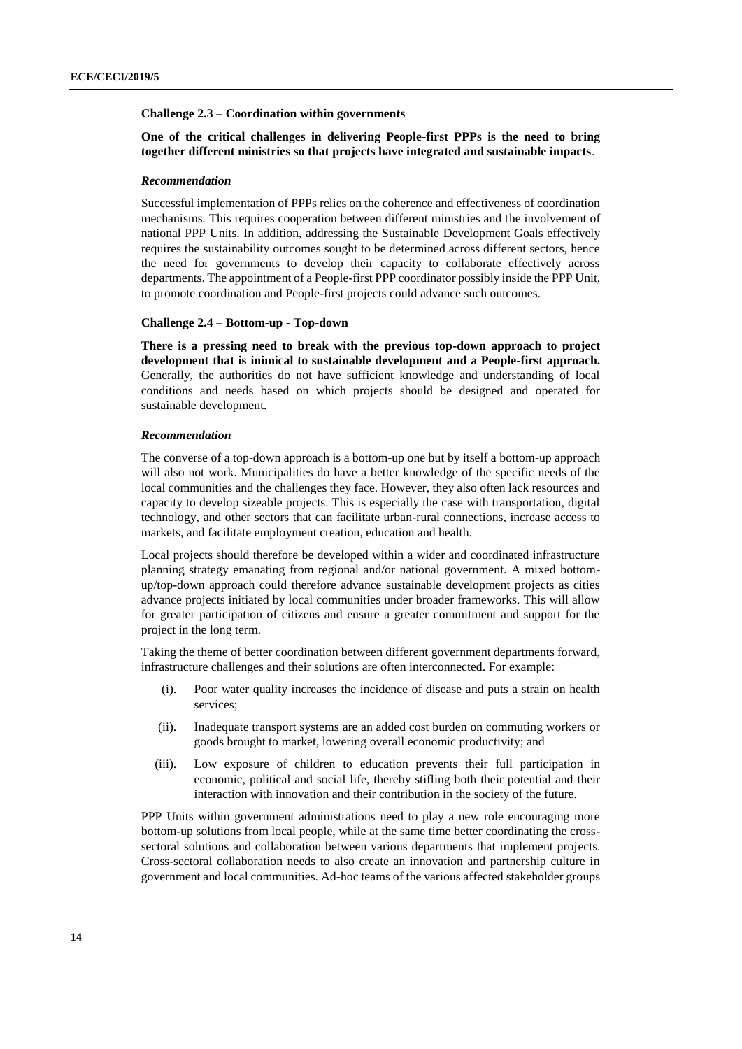#### Challenge 2.3 – Coordination within governments

**One of the critical challenges in delivering People-first PPPs is the need to bring together different ministries so that projects have integrated and sustainable impacts**.

*Recommendation*

Successful implementation of PPPs relies on the coherence and effectiveness of coordination mechanisms. This requires cooperation between different ministries and the involvement of national PPP Units. In addition, addressing the Sustainable Development Goals effectively requires the sustainability outcomes sought to be determined across different sectors, hence the need for governments to develop their capacity to collaborate effectively across departments. The appointment of a People-first PPP coordinator possibly inside the PPP Unit, to promote coordination and People-first projects could advance such outcomes.

#### Challenge 2.4 – Bottom-up - Top-down

**There is a pressing need to break with the previous top-down approach to project development that is inimical to sustainable development and a People-first approach.** Generally, the authorities do not have sufficient knowledge and understanding of local conditions and needs based on which projects should be designed and operated for sustainable development.

*Recommendation*

The converse of a top-down approach is a bottom-up one but by itself a bottom-up approach will also not work. Municipalities do have a better knowledge of the specific needs of the local communities and the challenges they face. However, they also often lack resources and capacity to develop sizeable projects. This is especially the case with transportation, digital technology, and other sectors that can facilitate urban-rural connections, increase access to markets, and facilitate employment creation, education and health.

Local projects should therefore be developed within a wider and coordinated infrastructure planning strategy emanating from regional and/or national government. A mixed bottom-up/top-down approach could therefore advance sustainable development projects as cities advance projects initiated by local communities under broader frameworks. This will allow for greater participation of citizens and ensure a greater commitment and support for the project in the long term.

Taking the theme of better coordination between different government departments forward, infrastructure challenges and their solutions are often interconnected. For example:

(i). Poor water quality increases the incidence of disease and puts a strain on health services;

(ii). Inadequate transport systems are an added cost burden on commuting workers or goods brought to market, lowering overall economic productivity; and

(iii). Low exposure of children to education prevents their full participation in economic, political and social life, thereby stifling both their potential and their interaction with innovation and their contribution in the society of the future.

PPP Units within government administrations need to play a new role encouraging more bottom-up solutions from local people, while at the same time better coordinating the cross-sectoral solutions and collaboration between various departments that implement projects. Cross-sectoral collaboration needs to also create an innovation and partnership culture in government and local communities. Ad-hoc teams of the various affected stakeholder groups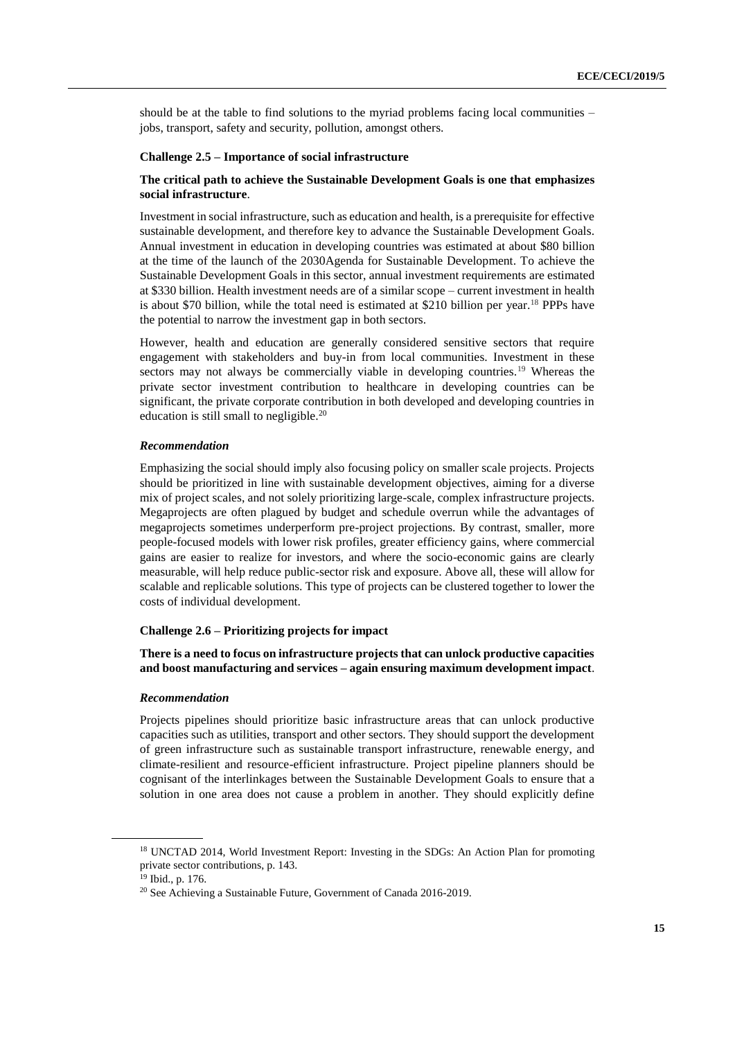should be at the table to find solutions to the myriad problems facing local communities – jobs, transport, safety and security, pollution, amongst others.

#### Challenge 2.5 – Importance of social infrastructure

**The critical path to achieve the Sustainable Development Goals is one that emphasizes social infrastructure**.

Investment in social infrastructure, such as education and health, is a prerequisite for effective sustainable development, and therefore key to advance the Sustainable Development Goals. Annual investment in education in developing countries was estimated at about $80 billion at the time of the launch of the 2030Agenda for Sustainable Development. To achieve the Sustainable Development Goals in this sector, annual investment requirements are estimated at $330 billion. Health investment needs are of a similar scope – current investment in health is about $70 billion, while the total need is estimated at $210 billion per year.[18] PPPs have the potential to narrow the investment gap in both sectors.

However, health and education are generally considered sensitive sectors that require engagement with stakeholders and buy-in from local communities. Investment in these sectors may not always be commercially viable in developing countries.[19] Whereas the private sector investment contribution to healthcare in developing countries can be significant, the private corporate contribution in both developed and developing countries in education is still small to negligible.[20]

#### *Recommendation*

Emphasizing the social should imply also focusing policy on smaller scale projects. Projects should be prioritized in line with sustainable development objectives, aiming for a diverse mix of project scales, and not solely prioritizing large-scale, complex infrastructure projects. Megaprojects are often plagued by budget and schedule overrun while the advantages of megaprojects sometimes underperform pre-project projections. By contrast, smaller, more people-focused models with lower risk profiles, greater efficiency gains, where commercial gains are easier to realize for investors, and where the socio-economic gains are clearly measurable, will help reduce public-sector risk and exposure. Above all, these will allow for scalable and replicable solutions. This type of projects can be clustered together to lower the costs of individual development.

#### Challenge 2.6 – Prioritizing projects for impact

**There is a need to focus on infrastructure projects that can unlock productive capacities and boost manufacturing and services – again ensuring maximum development impact**.

#### *Recommendation*

Projects pipelines should prioritize basic infrastructure areas that can unlock productive capacities such as utilities, transport and other sectors. They should support the development of green infrastructure such as sustainable transport infrastructure, renewable energy, and climate-resilient and resource-efficient infrastructure. Project pipeline planners should be cognisant of the interlinkages between the Sustainable Development Goals to ensure that a solution in one area does not cause a problem in another. They should explicitly define

---

[18] UNCTAD 2014, World Investment Report: Investing in the SDGs: An Action Plan for promoting private sector contributions, p. 143.

[19] Ibid., p. 176.

[20] See Achieving a Sustainable Future, Government of Canada 2016-2019.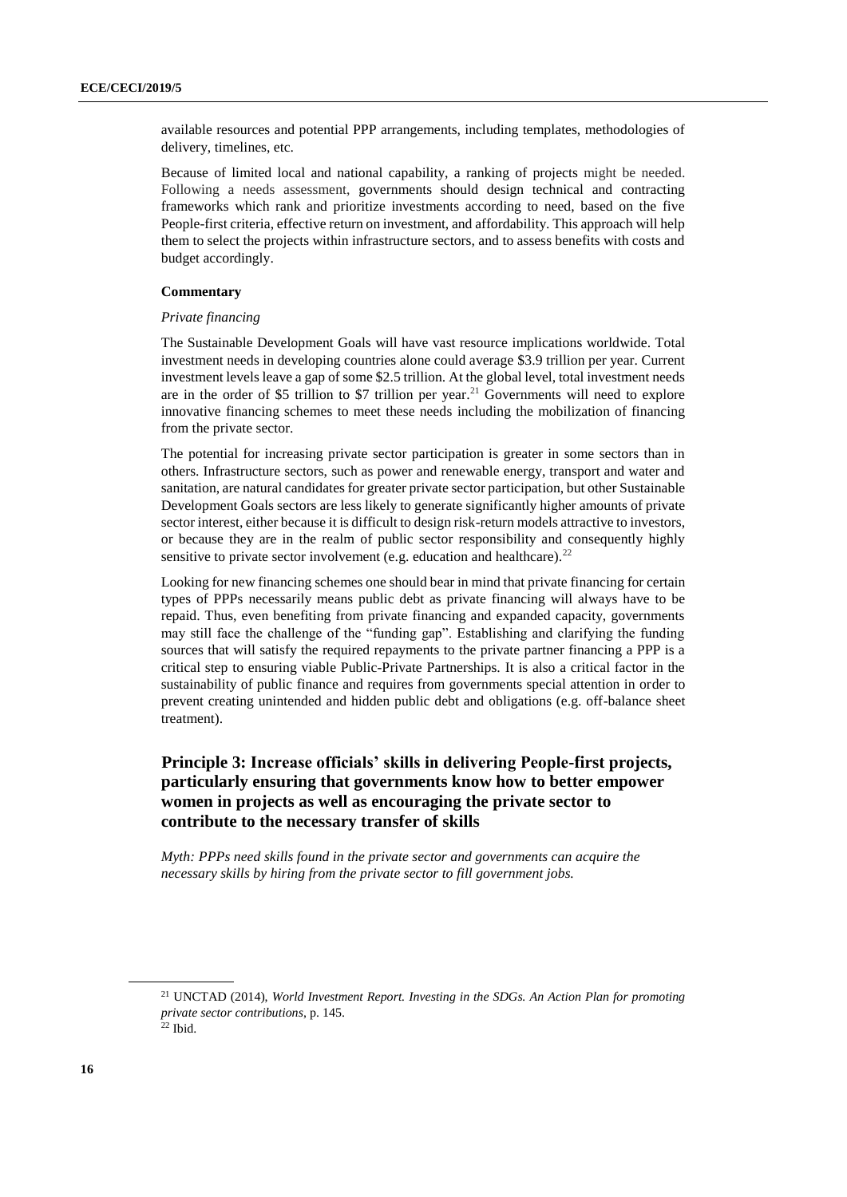available resources and potential PPP arrangements, including templates, methodologies of delivery, timelines, etc.

Because of limited local and national capability, a ranking of projects might be needed. Following a needs assessment, governments should design technical and contracting frameworks which rank and prioritize investments according to need, based on the five People-first criteria, effective return on investment, and affordability. This approach will help them to select the projects within infrastructure sectors, and to assess benefits with costs and budget accordingly.

**Commentary**

*Private financing*

The Sustainable Development Goals will have vast resource implications worldwide. Total investment needs in developing countries alone could average \$3.9 trillion per year. Current investment levels leave a gap of some \$2.5 trillion. At the global level, total investment needs are in the order of \$5 trillion to \$7 trillion per year.[21] Governments will need to explore innovative financing schemes to meet these needs including the mobilization of financing from the private sector.

The potential for increasing private sector participation is greater in some sectors than in others. Infrastructure sectors, such as power and renewable energy, transport and water and sanitation, are natural candidates for greater private sector participation, but other Sustainable Development Goals sectors are less likely to generate significantly higher amounts of private sector interest, either because it is difficult to design risk-return models attractive to investors, or because they are in the realm of public sector responsibility and consequently highly sensitive to private sector involvement (e.g. education and healthcare).[22]

Looking for new financing schemes one should bear in mind that private financing for certain types of PPPs necessarily means public debt as private financing will always have to be repaid. Thus, even benefiting from private financing and expanded capacity, governments may still face the challenge of the "funding gap". Establishing and clarifying the funding sources that will satisfy the required repayments to the private partner financing a PPP is a critical step to ensuring viable Public-Private Partnerships. It is also a critical factor in the sustainability of public finance and requires from governments special attention in order to prevent creating unintended and hidden public debt and obligations (e.g. off-balance sheet treatment).

## Principle 3: Increase officials' skills in delivering People-first projects, particularly ensuring that governments know how to better empower women in projects as well as encouraging the private sector to contribute to the necessary transfer of skills

*Myth: PPPs need skills found in the private sector and governments can acquire the necessary skills by hiring from the private sector to fill government jobs.*

---

[21] UNCTAD (2014), *World Investment Report. Investing in the SDGs. An Action Plan for promoting private sector contributions*, p. 145.

[22] Ibid.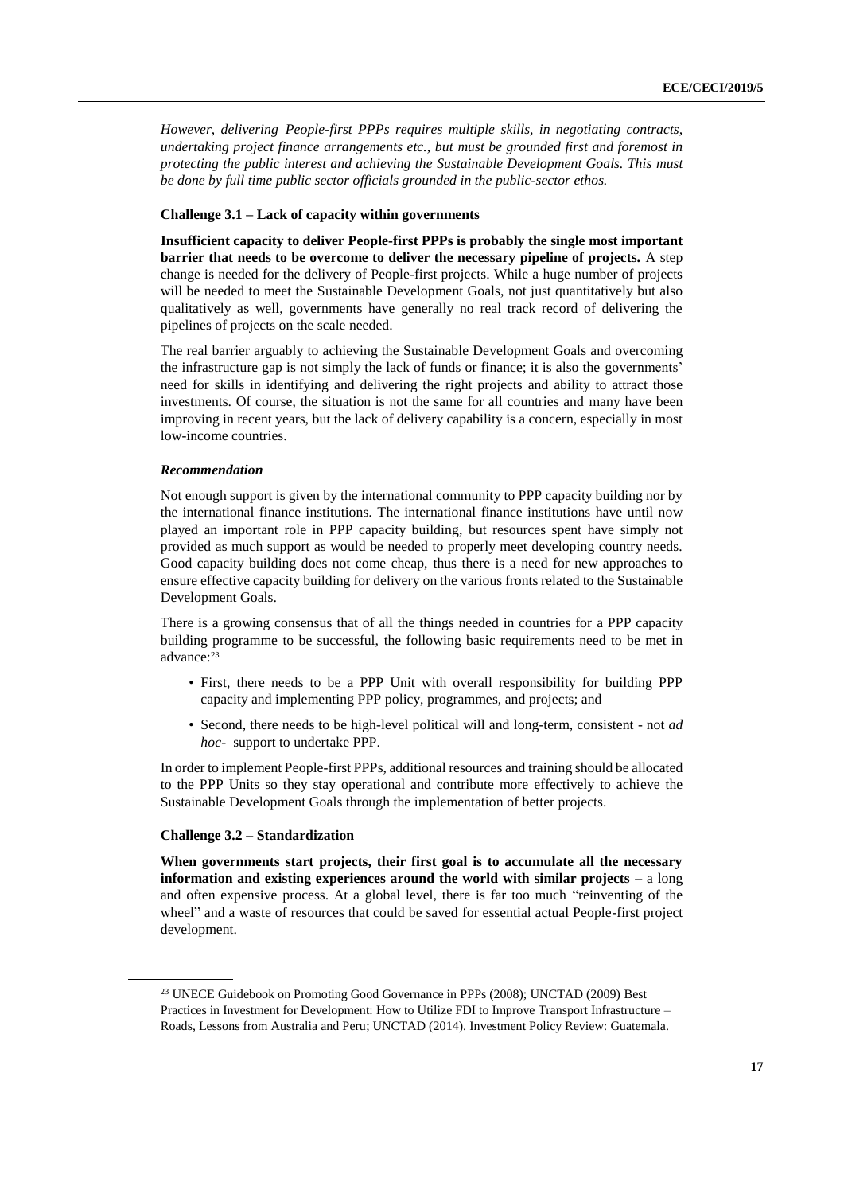*However, delivering People-first PPPs requires multiple skills, in negotiating contracts, undertaking project finance arrangements etc., but must be grounded first and foremost in protecting the public interest and achieving the Sustainable Development Goals. This must be done by full time public sector officials grounded in the public-sector ethos.*

#### Challenge 3.1 – Lack of capacity within governments

**Insufficient capacity to deliver People-first PPPs is probably the single most important barrier that needs to be overcome to deliver the necessary pipeline of projects.** A step change is needed for the delivery of People-first projects. While a huge number of projects will be needed to meet the Sustainable Development Goals, not just quantitatively but also qualitatively as well, governments have generally no real track record of delivering the pipelines of projects on the scale needed.

The real barrier arguably to achieving the Sustainable Development Goals and overcoming the infrastructure gap is not simply the lack of funds or finance; it is also the governments' need for skills in identifying and delivering the right projects and ability to attract those investments. Of course, the situation is not the same for all countries and many have been improving in recent years, but the lack of delivery capability is a concern, especially in most low-income countries.

##### *Recommendation*

Not enough support is given by the international community to PPP capacity building nor by the international finance institutions. The international finance institutions have until now played an important role in PPP capacity building, but resources spent have simply not provided as much support as would be needed to properly meet developing country needs. Good capacity building does not come cheap, thus there is a need for new approaches to ensure effective capacity building for delivery on the various fronts related to the Sustainable Development Goals.

There is a growing consensus that of all the things needed in countries for a PPP capacity building programme to be successful, the following basic requirements need to be met in advance:[23]

- First, there needs to be a PPP Unit with overall responsibility for building PPP capacity and implementing PPP policy, programmes, and projects; and
- Second, there needs to be high-level political will and long-term, consistent - not *ad hoc*- support to undertake PPP.

In order to implement People-first PPPs, additional resources and training should be allocated to the PPP Units so they stay operational and contribute more effectively to achieve the Sustainable Development Goals through the implementation of better projects.

#### Challenge 3.2 – Standardization

**When governments start projects, their first goal is to accumulate all the necessary information and existing experiences around the world with similar projects** – a long and often expensive process. At a global level, there is far too much "reinventing of the wheel" and a waste of resources that could be saved for essential actual People-first project development.

---

[23] UNECE Guidebook on Promoting Good Governance in PPPs (2008); UNCTAD (2009) Best Practices in Investment for Development: How to Utilize FDI to Improve Transport Infrastructure – Roads, Lessons from Australia and Peru; UNCTAD (2014). Investment Policy Review: Guatemala.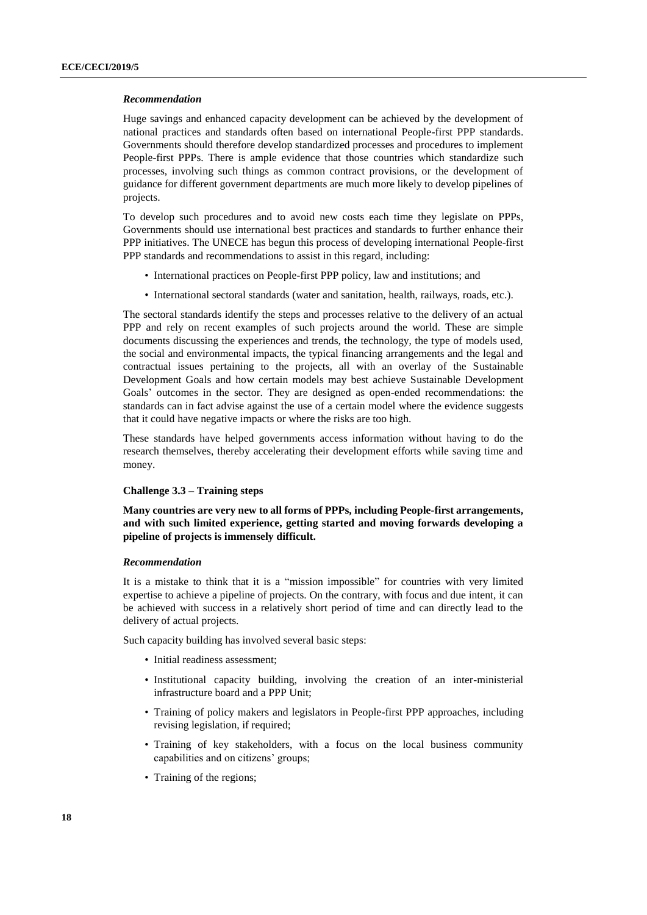### *Recommendation*

Huge savings and enhanced capacity development can be achieved by the development of national practices and standards often based on international People-first PPP standards. Governments should therefore develop standardized processes and procedures to implement People-first PPPs. There is ample evidence that those countries which standardize such processes, involving such things as common contract provisions, or the development of guidance for different government departments are much more likely to develop pipelines of projects.

To develop such procedures and to avoid new costs each time they legislate on PPPs, Governments should use international best practices and standards to further enhance their PPP initiatives. The UNECE has begun this process of developing international People-first PPP standards and recommendations to assist in this regard, including:

- International practices on People-first PPP policy, law and institutions; and
- International sectoral standards (water and sanitation, health, railways, roads, etc.).

The sectoral standards identify the steps and processes relative to the delivery of an actual PPP and rely on recent examples of such projects around the world. These are simple documents discussing the experiences and trends, the technology, the type of models used, the social and environmental impacts, the typical financing arrangements and the legal and contractual issues pertaining to the projects, all with an overlay of the Sustainable Development Goals and how certain models may best achieve Sustainable Development Goals' outcomes in the sector. They are designed as open-ended recommendations: the standards can in fact advise against the use of a certain model where the evidence suggests that it could have negative impacts or where the risks are too high.

These standards have helped governments access information without having to do the research themselves, thereby accelerating their development efforts while saving time and money.

### Challenge 3.3 – Training steps

**Many countries are very new to all forms of PPPs, including People-first arrangements, and with such limited experience, getting started and moving forwards developing a pipeline of projects is immensely difficult.**

### *Recommendation*

It is a mistake to think that it is a "mission impossible" for countries with very limited expertise to achieve a pipeline of projects. On the contrary, with focus and due intent, it can be achieved with success in a relatively short period of time and can directly lead to the delivery of actual projects.

Such capacity building has involved several basic steps:

- Initial readiness assessment;
- Institutional capacity building, involving the creation of an inter-ministerial infrastructure board and a PPP Unit;
- Training of policy makers and legislators in People-first PPP approaches, including revising legislation, if required;
- Training of key stakeholders, with a focus on the local business community capabilities and on citizens' groups;
- Training of the regions;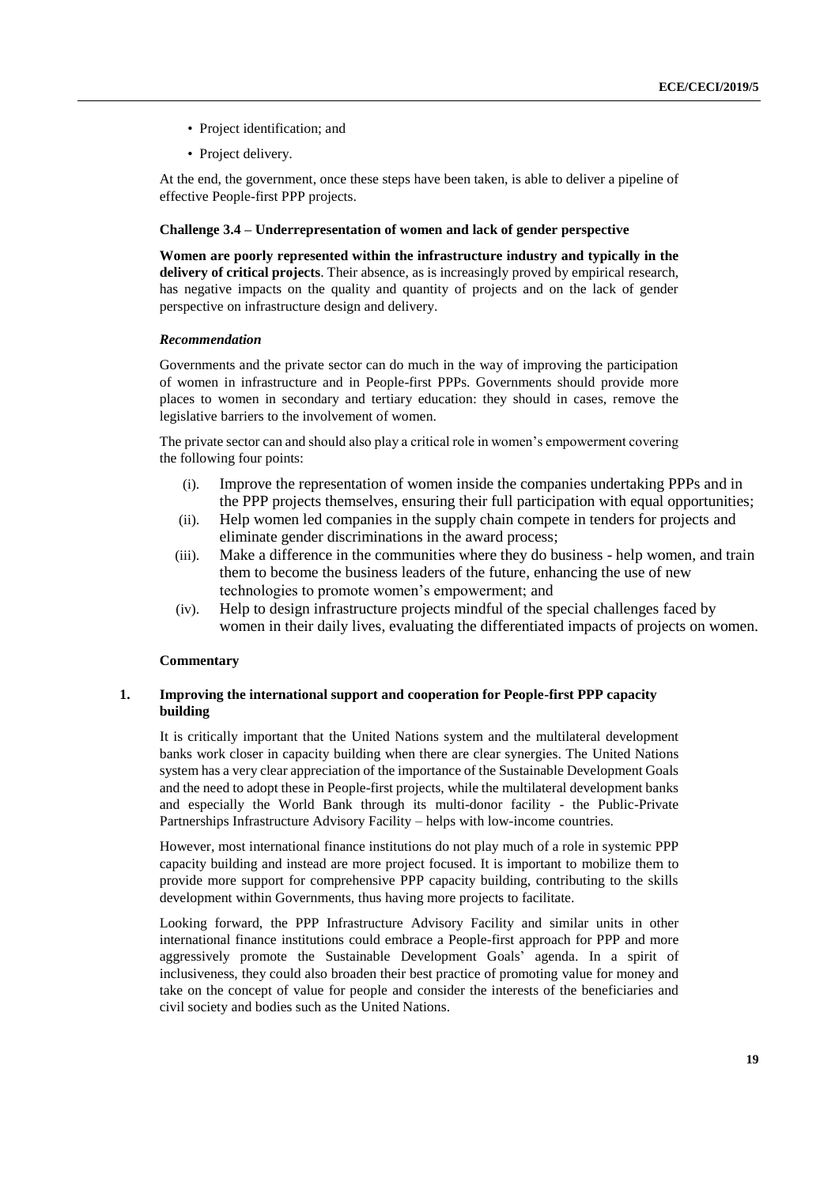- Project identification; and
- Project delivery.

At the end, the government, once these steps have been taken, is able to deliver a pipeline of effective People-first PPP projects.

**Challenge 3.4 – Underrepresentation of women and lack of gender perspective**

**Women are poorly represented within the infrastructure industry and typically in the delivery of critical projects**. Their absence, as is increasingly proved by empirical research, has negative impacts on the quality and quantity of projects and on the lack of gender perspective on infrastructure design and delivery.

***Recommendation***

Governments and the private sector can do much in the way of improving the participation of women in infrastructure and in People-first PPPs. Governments should provide more places to women in secondary and tertiary education: they should in cases, remove the legislative barriers to the involvement of women.

The private sector can and should also play a critical role in women's empowerment covering the following four points:

(i). Improve the representation of women inside the companies undertaking PPPs and in the PPP projects themselves, ensuring their full participation with equal opportunities;

(ii). Help women led companies in the supply chain compete in tenders for projects and eliminate gender discriminations in the award process;

(iii). Make a difference in the communities where they do business - help women, and train them to become the business leaders of the future, enhancing the use of new technologies to promote women's empowerment; and

(iv). Help to design infrastructure projects mindful of the special challenges faced by women in their daily lives, evaluating the differentiated impacts of projects on women.

**Commentary**

## 1. Improving the international support and cooperation for People-first PPP capacity building

It is critically important that the United Nations system and the multilateral development banks work closer in capacity building when there are clear synergies. The United Nations system has a very clear appreciation of the importance of the Sustainable Development Goals and the need to adopt these in People-first projects, while the multilateral development banks and especially the World Bank through its multi-donor facility - the Public-Private Partnerships Infrastructure Advisory Facility – helps with low-income countries.

However, most international finance institutions do not play much of a role in systemic PPP capacity building and instead are more project focused. It is important to mobilize them to provide more support for comprehensive PPP capacity building, contributing to the skills development within Governments, thus having more projects to facilitate.

Looking forward, the PPP Infrastructure Advisory Facility and similar units in other international finance institutions could embrace a People-first approach for PPP and more aggressively promote the Sustainable Development Goals' agenda. In a spirit of inclusiveness, they could also broaden their best practice of promoting value for money and take on the concept of value for people and consider the interests of the beneficiaries and civil society and bodies such as the United Nations.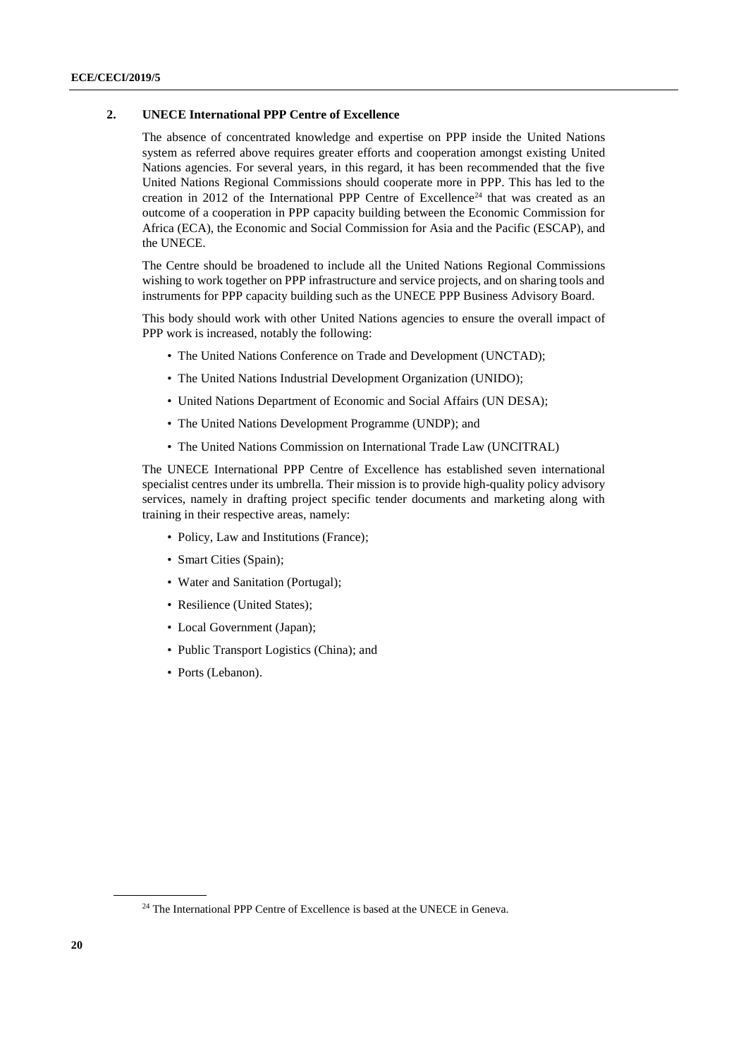### 2. UNECE International PPP Centre of Excellence

The absence of concentrated knowledge and expertise on PPP inside the United Nations system as referred above requires greater efforts and cooperation amongst existing United Nations agencies. For several years, in this regard, it has been recommended that the five United Nations Regional Commissions should cooperate more in PPP. This has led to the creation in 2012 of the International PPP Centre of Excellence[24] that was created as an outcome of a cooperation in PPP capacity building between the Economic Commission for Africa (ECA), the Economic and Social Commission for Asia and the Pacific (ESCAP), and the UNECE.

The Centre should be broadened to include all the United Nations Regional Commissions wishing to work together on PPP infrastructure and service projects, and on sharing tools and instruments for PPP capacity building such as the UNECE PPP Business Advisory Board.

This body should work with other United Nations agencies to ensure the overall impact of PPP work is increased, notably the following:

- The United Nations Conference on Trade and Development (UNCTAD);
- The United Nations Industrial Development Organization (UNIDO);
- United Nations Department of Economic and Social Affairs (UN DESA);
- The United Nations Development Programme (UNDP); and
- The United Nations Commission on International Trade Law (UNCITRAL)

The UNECE International PPP Centre of Excellence has established seven international specialist centres under its umbrella. Their mission is to provide high-quality policy advisory services, namely in drafting project specific tender documents and marketing along with training in their respective areas, namely:

- Policy, Law and Institutions (France);
- Smart Cities (Spain);
- Water and Sanitation (Portugal);
- Resilience (United States);
- Local Government (Japan);
- Public Transport Logistics (China); and
- Ports (Lebanon).

[24] The International PPP Centre of Excellence is based at the UNECE in Geneva.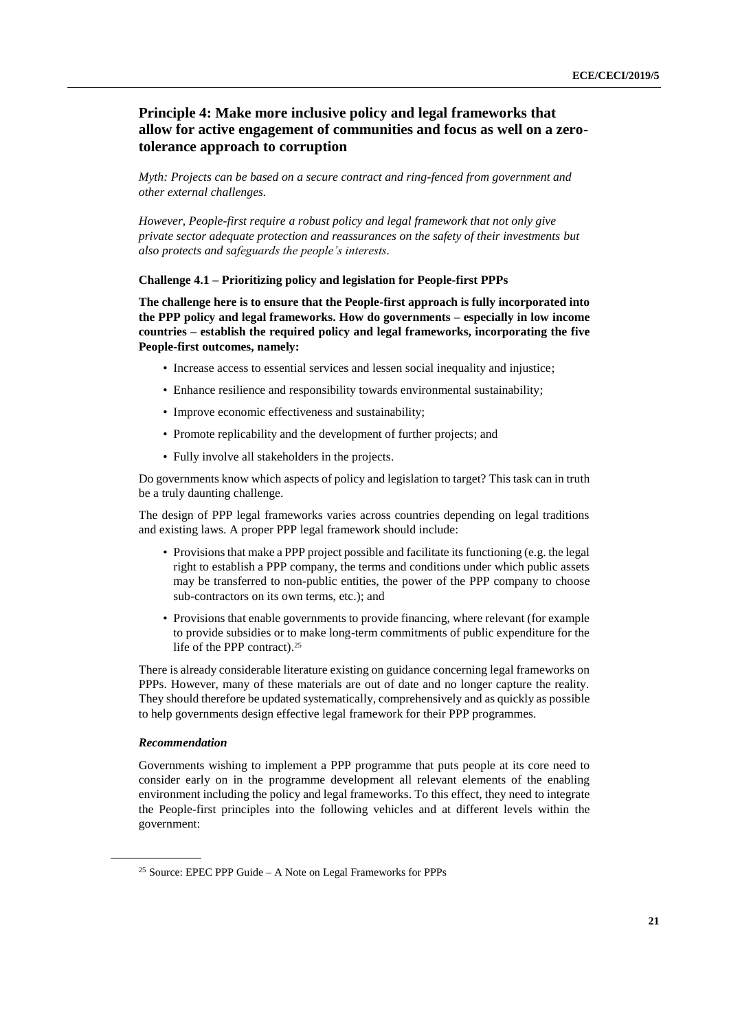## Principle 4: Make more inclusive policy and legal frameworks that allow for active engagement of communities and focus as well on a zero-tolerance approach to corruption

*Myth: Projects can be based on a secure contract and ring-fenced from government and other external challenges.*

*However, People-first require a robust policy and legal framework that not only give private sector adequate protection and reassurances on the safety of their investments but also protects and safeguards the people's interests.*

### Challenge 4.1 – Prioritizing policy and legislation for People-first PPPs

**The challenge here is to ensure that the People-first approach is fully incorporated into the PPP policy and legal frameworks. How do governments – especially in low income countries – establish the required policy and legal frameworks, incorporating the five People-first outcomes, namely:**

- Increase access to essential services and lessen social inequality and injustice;
- Enhance resilience and responsibility towards environmental sustainability;
- Improve economic effectiveness and sustainability;
- Promote replicability and the development of further projects; and
- Fully involve all stakeholders in the projects.

Do governments know which aspects of policy and legislation to target? This task can in truth be a truly daunting challenge.

The design of PPP legal frameworks varies across countries depending on legal traditions and existing laws. A proper PPP legal framework should include:

- Provisions that make a PPP project possible and facilitate its functioning (e.g. the legal right to establish a PPP company, the terms and conditions under which public assets may be transferred to non-public entities, the power of the PPP company to choose sub-contractors on its own terms, etc.); and
- Provisions that enable governments to provide financing, where relevant (for example to provide subsidies or to make long-term commitments of public expenditure for the life of the PPP contract).[25]

There is already considerable literature existing on guidance concerning legal frameworks on PPPs. However, many of these materials are out of date and no longer capture the reality. They should therefore be updated systematically, comprehensively and as quickly as possible to help governments design effective legal framework for their PPP programmes.

#### *Recommendation*

Governments wishing to implement a PPP programme that puts people at its core need to consider early on in the programme development all relevant elements of the enabling environment including the policy and legal frameworks. To this effect, they need to integrate the People-first principles into the following vehicles and at different levels within the government:

---

[25] Source: EPEC PPP Guide – A Note on Legal Frameworks for PPPs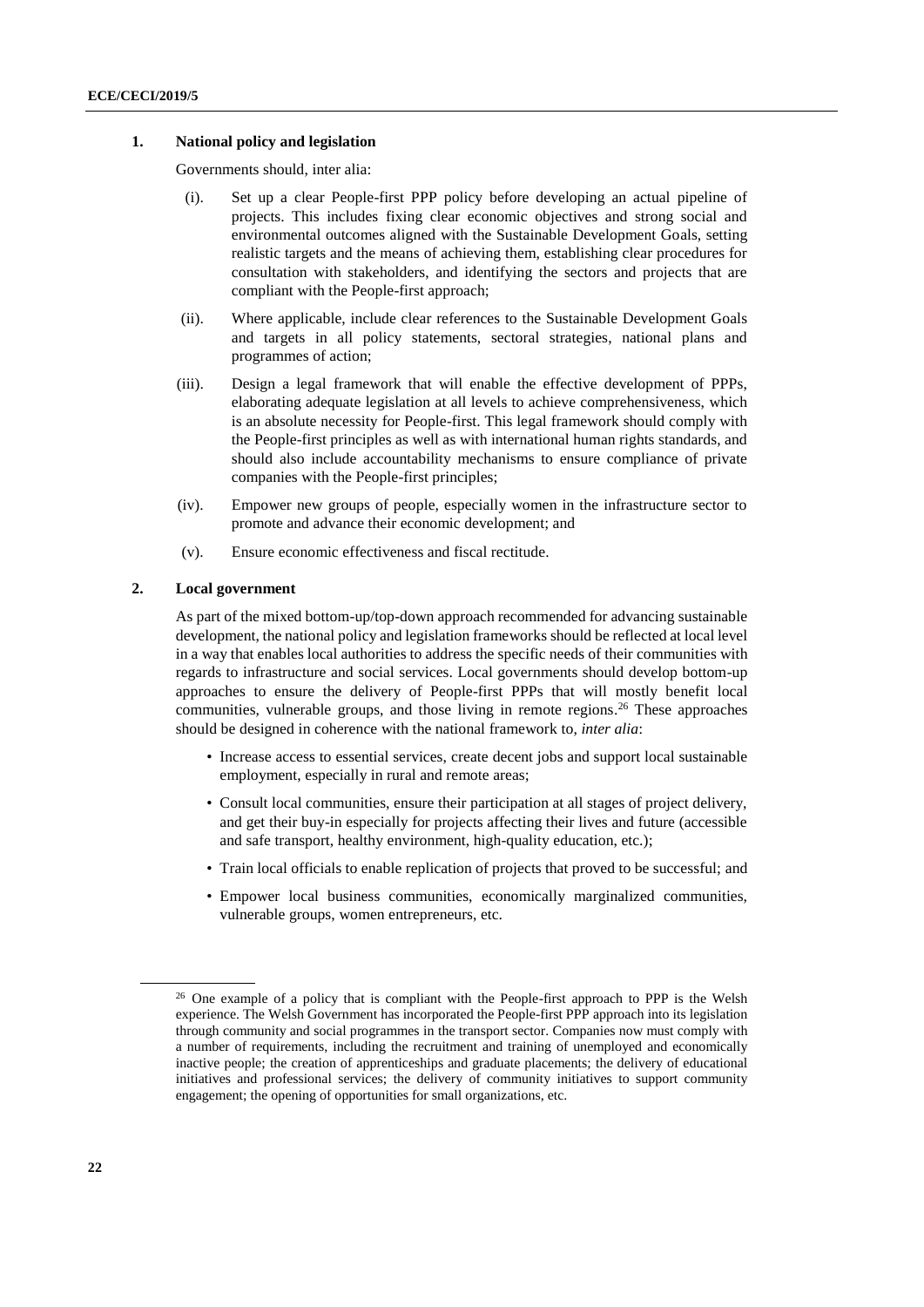### 1. National policy and legislation

Governments should, inter alia:

(i). Set up a clear People-first PPP policy before developing an actual pipeline of projects. This includes fixing clear economic objectives and strong social and environmental outcomes aligned with the Sustainable Development Goals, setting realistic targets and the means of achieving them, establishing clear procedures for consultation with stakeholders, and identifying the sectors and projects that are compliant with the People-first approach;

(ii). Where applicable, include clear references to the Sustainable Development Goals and targets in all policy statements, sectoral strategies, national plans and programmes of action;

(iii). Design a legal framework that will enable the effective development of PPPs, elaborating adequate legislation at all levels to achieve comprehensiveness, which is an absolute necessity for People-first. This legal framework should comply with the People-first principles as well as with international human rights standards, and should also include accountability mechanisms to ensure compliance of private companies with the People-first principles;

(iv). Empower new groups of people, especially women in the infrastructure sector to promote and advance their economic development; and

(v). Ensure economic effectiveness and fiscal rectitude.

### 2. Local government

As part of the mixed bottom-up/top-down approach recommended for advancing sustainable development, the national policy and legislation frameworks should be reflected at local level in a way that enables local authorities to address the specific needs of their communities with regards to infrastructure and social services. Local governments should develop bottom-up approaches to ensure the delivery of People-first PPPs that will mostly benefit local communities, vulnerable groups, and those living in remote regions.[26] These approaches should be designed in coherence with the national framework to, *inter alia*:

- Increase access to essential services, create decent jobs and support local sustainable employment, especially in rural and remote areas;
- Consult local communities, ensure their participation at all stages of project delivery, and get their buy-in especially for projects affecting their lives and future (accessible and safe transport, healthy environment, high-quality education, etc.);
- Train local officials to enable replication of projects that proved to be successful; and
- Empower local business communities, economically marginalized communities, vulnerable groups, women entrepreneurs, etc.

---

[26] One example of a policy that is compliant with the People-first approach to PPP is the Welsh experience. The Welsh Government has incorporated the People-first PPP approach into its legislation through community and social programmes in the transport sector. Companies now must comply with a number of requirements, including the recruitment and training of unemployed and economically inactive people; the creation of apprenticeships and graduate placements; the delivery of educational initiatives and professional services; the delivery of community initiatives to support community engagement; the opening of opportunities for small organizations, etc.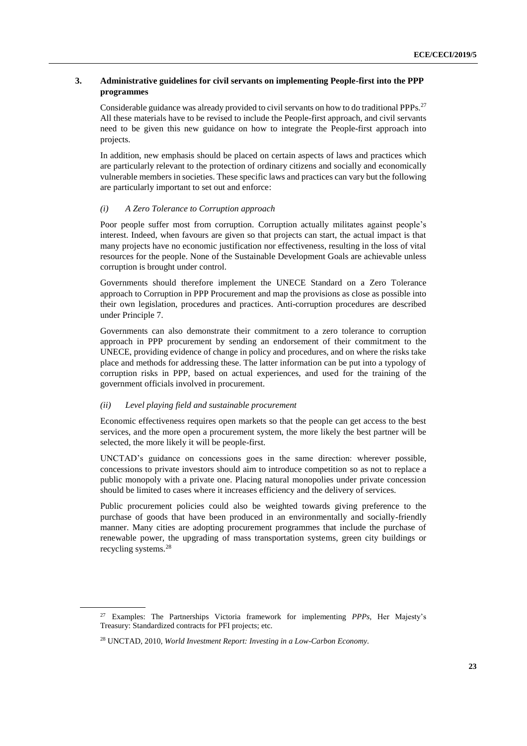### 3. Administrative guidelines for civil servants on implementing People-first into the PPP programmes

Considerable guidance was already provided to civil servants on how to do traditional PPPs.[27] All these materials have to be revised to include the People-first approach, and civil servants need to be given this new guidance on how to integrate the People-first approach into projects.

In addition, new emphasis should be placed on certain aspects of laws and practices which are particularly relevant to the protection of ordinary citizens and socially and economically vulnerable members in societies. These specific laws and practices can vary but the following are particularly important to set out and enforce:

#### *(i) A Zero Tolerance to Corruption approach*

Poor people suffer most from corruption. Corruption actually militates against people's interest. Indeed, when favours are given so that projects can start, the actual impact is that many projects have no economic justification nor effectiveness, resulting in the loss of vital resources for the people. None of the Sustainable Development Goals are achievable unless corruption is brought under control.

Governments should therefore implement the UNECE Standard on a Zero Tolerance approach to Corruption in PPP Procurement and map the provisions as close as possible into their own legislation, procedures and practices. Anti-corruption procedures are described under Principle 7.

Governments can also demonstrate their commitment to a zero tolerance to corruption approach in PPP procurement by sending an endorsement of their commitment to the UNECE, providing evidence of change in policy and procedures, and on where the risks take place and methods for addressing these. The latter information can be put into a typology of corruption risks in PPP, based on actual experiences, and used for the training of the government officials involved in procurement.

#### *(ii) Level playing field and sustainable procurement*

Economic effectiveness requires open markets so that the people can get access to the best services, and the more open a procurement system, the more likely the best partner will be selected, the more likely it will be people-first.

UNCTAD's guidance on concessions goes in the same direction: wherever possible, concessions to private investors should aim to introduce competition so as not to replace a public monopoly with a private one. Placing natural monopolies under private concession should be limited to cases where it increases efficiency and the delivery of services.

Public procurement policies could also be weighted towards giving preference to the purchase of goods that have been produced in an environmentally and socially-friendly manner. Many cities are adopting procurement programmes that include the purchase of renewable power, the upgrading of mass transportation systems, green city buildings or recycling systems.[28]

---

[27] Examples: The Partnerships Victoria framework for implementing *PPPs,* Her Majesty's Treasury: Standardized contracts for PFI projects; etc.

[28] UNCTAD, 2010, *World Investment Report: Investing in a Low-Carbon Economy.*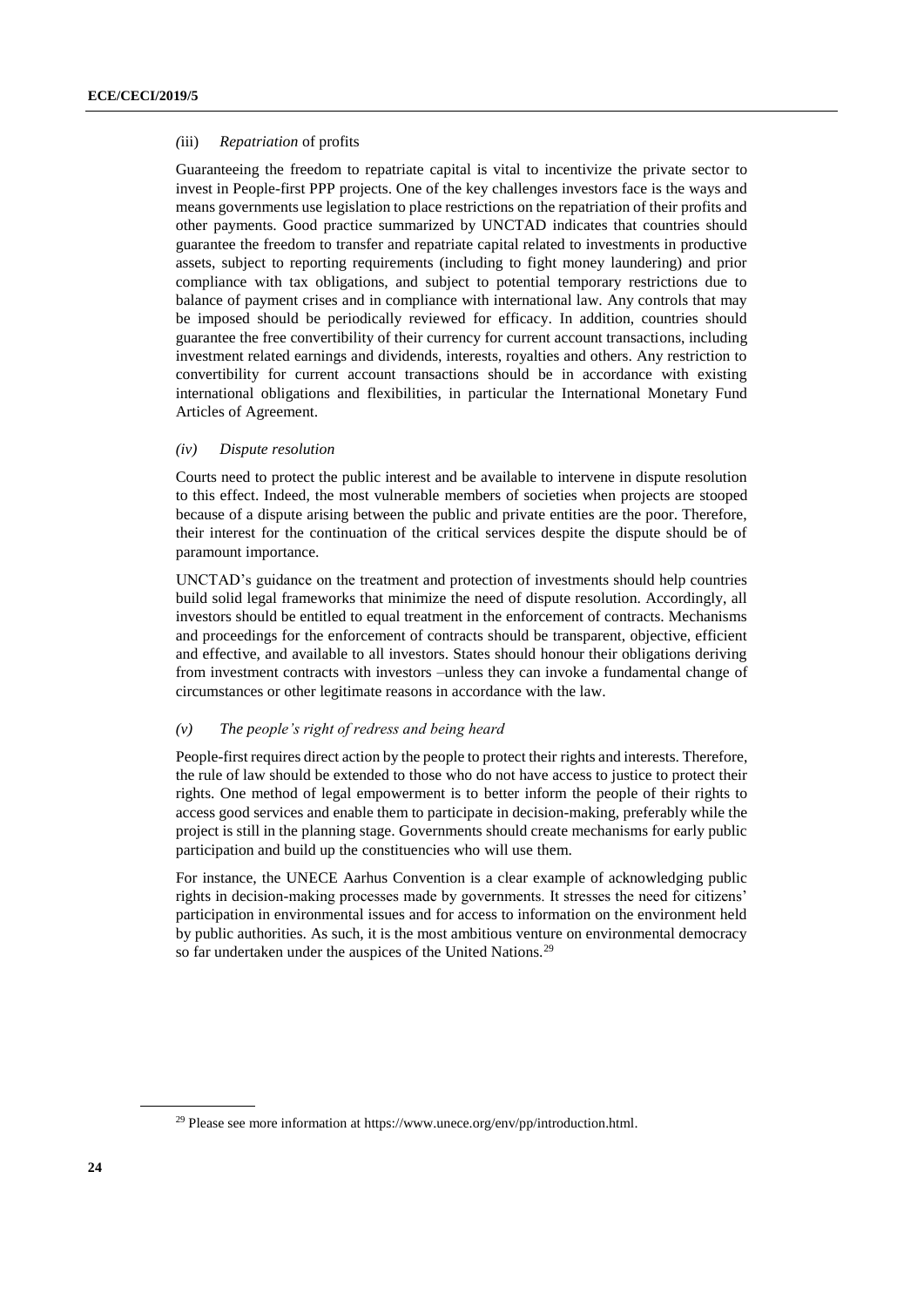#### (iii) *Repatriation* of profits

Guaranteeing the freedom to repatriate capital is vital to incentivize the private sector to invest in People-first PPP projects. One of the key challenges investors face is the ways and means governments use legislation to place restrictions on the repatriation of their profits and other payments. Good practice summarized by UNCTAD indicates that countries should guarantee the freedom to transfer and repatriate capital related to investments in productive assets, subject to reporting requirements (including to fight money laundering) and prior compliance with tax obligations, and subject to potential temporary restrictions due to balance of payment crises and in compliance with international law. Any controls that may be imposed should be periodically reviewed for efficacy. In addition, countries should guarantee the free convertibility of their currency for current account transactions, including investment related earnings and dividends, interests, royalties and others. Any restriction to convertibility for current account transactions should be in accordance with existing international obligations and flexibilities, in particular the International Monetary Fund Articles of Agreement.

#### *(iv) Dispute resolution*

Courts need to protect the public interest and be available to intervene in dispute resolution to this effect. Indeed, the most vulnerable members of societies when projects are stooped because of a dispute arising between the public and private entities are the poor. Therefore, their interest for the continuation of the critical services despite the dispute should be of paramount importance.

UNCTAD's guidance on the treatment and protection of investments should help countries build solid legal frameworks that minimize the need of dispute resolution. Accordingly, all investors should be entitled to equal treatment in the enforcement of contracts. Mechanisms and proceedings for the enforcement of contracts should be transparent, objective, efficient and effective, and available to all investors. States should honour their obligations deriving from investment contracts with investors –unless they can invoke a fundamental change of circumstances or other legitimate reasons in accordance with the law.

#### *(v) The people's right of redress and being heard*

People-first requires direct action by the people to protect their rights and interests. Therefore, the rule of law should be extended to those who do not have access to justice to protect their rights. One method of legal empowerment is to better inform the people of their rights to access good services and enable them to participate in decision-making, preferably while the project is still in the planning stage. Governments should create mechanisms for early public participation and build up the constituencies who will use them.

For instance, the UNECE Aarhus Convention is a clear example of acknowledging public rights in decision-making processes made by governments. It stresses the need for citizens' participation in environmental issues and for access to information on the environment held by public authorities. As such, it is the most ambitious venture on environmental democracy so far undertaken under the auspices of the United Nations.[29]

---

[29] Please see more information at https://www.unece.org/env/pp/introduction.html.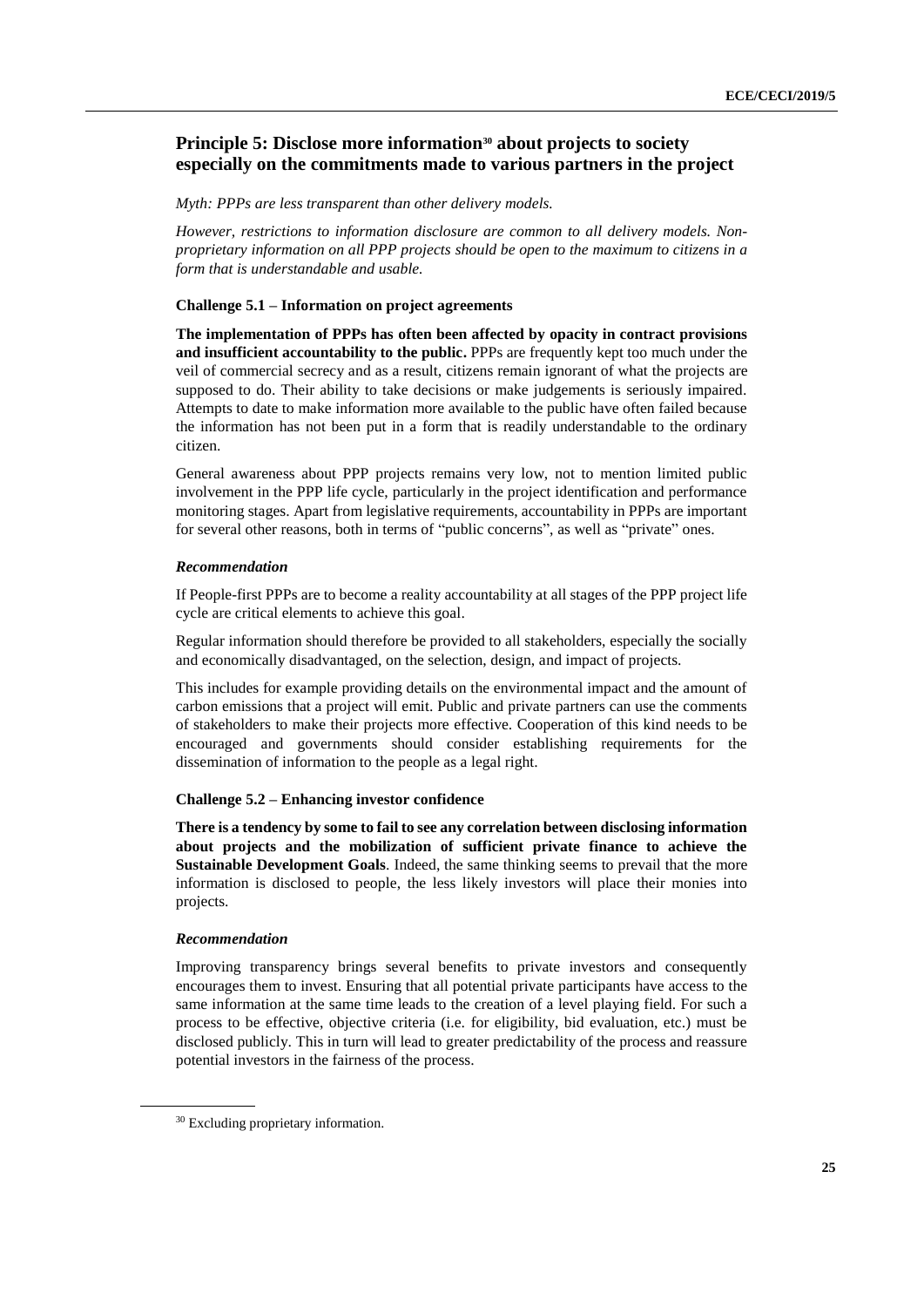## Principle 5: Disclose more information[30] about projects to society especially on the commitments made to various partners in the project

*Myth: PPPs are less transparent than other delivery models.*

*However, restrictions to information disclosure are common to all delivery models. Non-proprietary information on all PPP projects should be open to the maximum to citizens in a form that is understandable and usable.*

### Challenge 5.1 – Information on project agreements

**The implementation of PPPs has often been affected by opacity in contract provisions and insufficient accountability to the public.** PPPs are frequently kept too much under the veil of commercial secrecy and as a result, citizens remain ignorant of what the projects are supposed to do. Their ability to take decisions or make judgements is seriously impaired. Attempts to date to make information more available to the public have often failed because the information has not been put in a form that is readily understandable to the ordinary citizen.

General awareness about PPP projects remains very low, not to mention limited public involvement in the PPP life cycle, particularly in the project identification and performance monitoring stages. Apart from legislative requirements, accountability in PPPs are important for several other reasons, both in terms of "public concerns", as well as "private" ones.

#### *Recommendation*

If People-first PPPs are to become a reality accountability at all stages of the PPP project life cycle are critical elements to achieve this goal.

Regular information should therefore be provided to all stakeholders, especially the socially and economically disadvantaged, on the selection, design, and impact of projects.

This includes for example providing details on the environmental impact and the amount of carbon emissions that a project will emit. Public and private partners can use the comments of stakeholders to make their projects more effective. Cooperation of this kind needs to be encouraged and governments should consider establishing requirements for the dissemination of information to the people as a legal right.

### Challenge 5.2 – Enhancing investor confidence

**There is a tendency by some to fail to see any correlation between disclosing information about projects and the mobilization of sufficient private finance to achieve the Sustainable Development Goals**. Indeed, the same thinking seems to prevail that the more information is disclosed to people, the less likely investors will place their monies into projects.

#### *Recommendation*

Improving transparency brings several benefits to private investors and consequently encourages them to invest. Ensuring that all potential private participants have access to the same information at the same time leads to the creation of a level playing field. For such a process to be effective, objective criteria (i.e. for eligibility, bid evaluation, etc.) must be disclosed publicly. This in turn will lead to greater predictability of the process and reassure potential investors in the fairness of the process.

---

[30] Excluding proprietary information.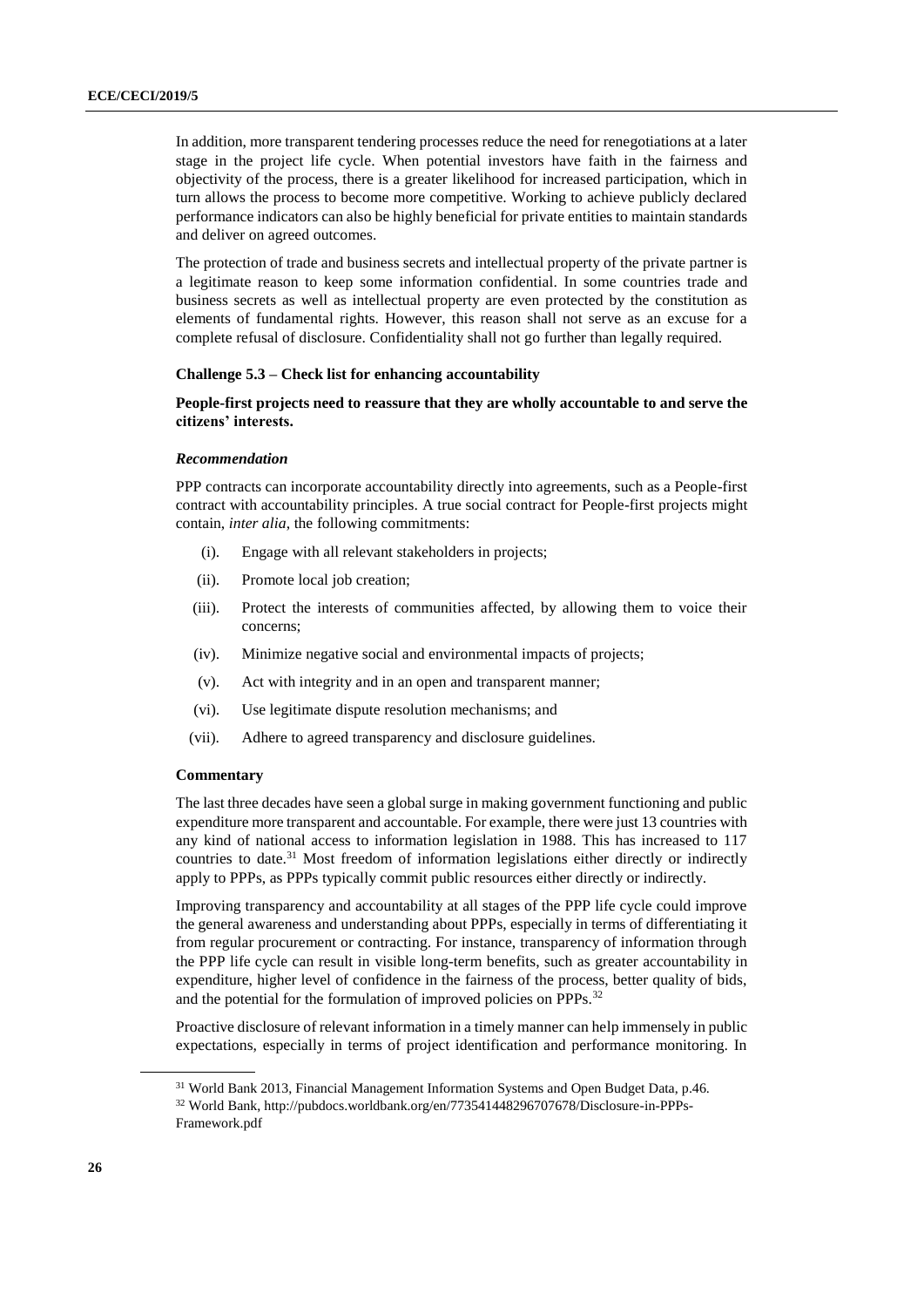In addition, more transparent tendering processes reduce the need for renegotiations at a later stage in the project life cycle. When potential investors have faith in the fairness and objectivity of the process, there is a greater likelihood for increased participation, which in turn allows the process to become more competitive. Working to achieve publicly declared performance indicators can also be highly beneficial for private entities to maintain standards and deliver on agreed outcomes.

The protection of trade and business secrets and intellectual property of the private partner is a legitimate reason to keep some information confidential. In some countries trade and business secrets as well as intellectual property are even protected by the constitution as elements of fundamental rights. However, this reason shall not serve as an excuse for a complete refusal of disclosure. Confidentiality shall not go further than legally required.

#### Challenge 5.3 – Check list for enhancing accountability

**People-first projects need to reassure that they are wholly accountable to and serve the citizens' interests.**

#### *Recommendation*

PPP contracts can incorporate accountability directly into agreements, such as a People-first contract with accountability principles. A true social contract for People-first projects might contain, *inter alia*, the following commitments:

(i). Engage with all relevant stakeholders in projects;

(ii). Promote local job creation;

(iii). Protect the interests of communities affected, by allowing them to voice their concerns;

(iv). Minimize negative social and environmental impacts of projects;

(v). Act with integrity and in an open and transparent manner;

(vi). Use legitimate dispute resolution mechanisms; and

(vii). Adhere to agreed transparency and disclosure guidelines.

#### Commentary

The last three decades have seen a global surge in making government functioning and public expenditure more transparent and accountable. For example, there were just 13 countries with any kind of national access to information legislation in 1988. This has increased to 117 countries to date.[31] Most freedom of information legislations either directly or indirectly apply to PPPs, as PPPs typically commit public resources either directly or indirectly.

Improving transparency and accountability at all stages of the PPP life cycle could improve the general awareness and understanding about PPPs, especially in terms of differentiating it from regular procurement or contracting. For instance, transparency of information through the PPP life cycle can result in visible long-term benefits, such as greater accountability in expenditure, higher level of confidence in the fairness of the process, better quality of bids, and the potential for the formulation of improved policies on PPPs.[32]

Proactive disclosure of relevant information in a timely manner can help immensely in public expectations, especially in terms of project identification and performance monitoring. In

---

[31] World Bank 2013, Financial Management Information Systems and Open Budget Data, p.46.

[32] World Bank, http://pubdocs.worldbank.org/en/773541448296707678/Disclosure-in-PPPs-Framework.pdf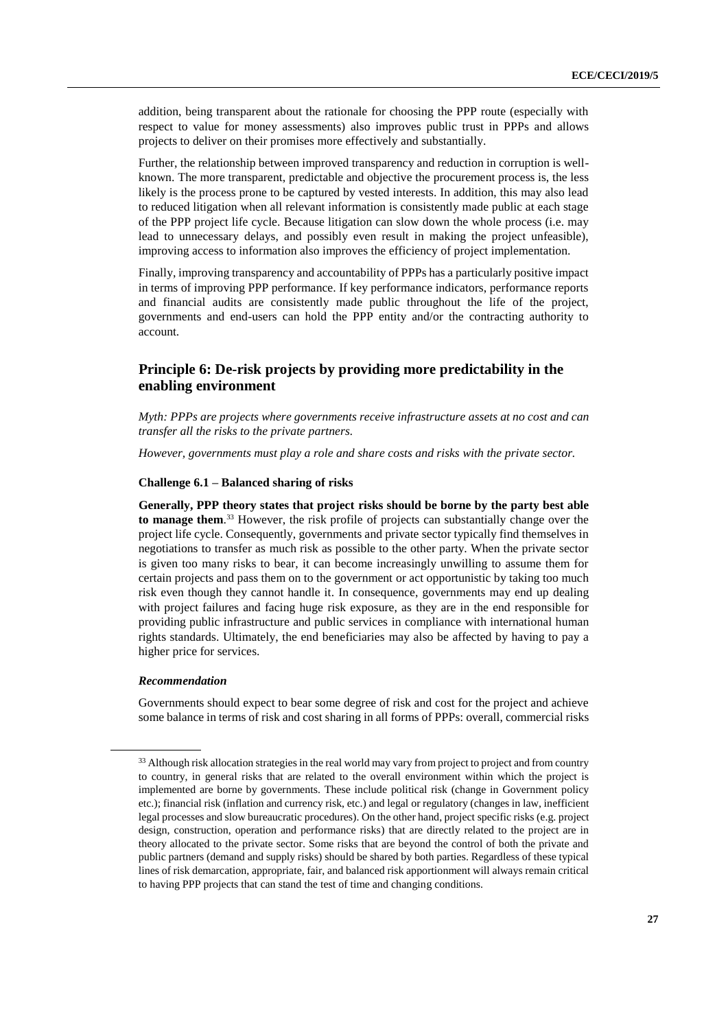addition, being transparent about the rationale for choosing the PPP route (especially with respect to value for money assessments) also improves public trust in PPPs and allows projects to deliver on their promises more effectively and substantially.

Further, the relationship between improved transparency and reduction in corruption is well-known. The more transparent, predictable and objective the procurement process is, the less likely is the process prone to be captured by vested interests. In addition, this may also lead to reduced litigation when all relevant information is consistently made public at each stage of the PPP project life cycle. Because litigation can slow down the whole process (i.e. may lead to unnecessary delays, and possibly even result in making the project unfeasible), improving access to information also improves the efficiency of project implementation.

Finally, improving transparency and accountability of PPPs has a particularly positive impact in terms of improving PPP performance. If key performance indicators, performance reports and financial audits are consistently made public throughout the life of the project, governments and end-users can hold the PPP entity and/or the contracting authority to account.

## Principle 6: De-risk projects by providing more predictability in the enabling environment

*Myth: PPPs are projects where governments receive infrastructure assets at no cost and can transfer all the risks to the private partners.*

*However, governments must play a role and share costs and risks with the private sector.*

### Challenge 6.1 – Balanced sharing of risks

**Generally, PPP theory states that project risks should be borne by the party best able to manage them**.[33] However, the risk profile of projects can substantially change over the project life cycle. Consequently, governments and private sector typically find themselves in negotiations to transfer as much risk as possible to the other party. When the private sector is given too many risks to bear, it can become increasingly unwilling to assume them for certain projects and pass them on to the government or act opportunistic by taking too much risk even though they cannot handle it. In consequence, governments may end up dealing with project failures and facing huge risk exposure, as they are in the end responsible for providing public infrastructure and public services in compliance with international human rights standards. Ultimately, the end beneficiaries may also be affected by having to pay a higher price for services.

#### *Recommendation*

Governments should expect to bear some degree of risk and cost for the project and achieve some balance in terms of risk and cost sharing in all forms of PPPs: overall, commercial risks

[33] Although risk allocation strategies in the real world may vary from project to project and from country to country, in general risks that are related to the overall environment within which the project is implemented are borne by governments. These include political risk (change in Government policy etc.); financial risk (inflation and currency risk, etc.) and legal or regulatory (changes in law, inefficient legal processes and slow bureaucratic procedures). On the other hand, project specific risks (e.g. project design, construction, operation and performance risks) that are directly related to the project are in theory allocated to the private sector. Some risks that are beyond the control of both the private and public partners (demand and supply risks) should be shared by both parties. Regardless of these typical lines of risk demarcation, appropriate, fair, and balanced risk apportionment will always remain critical to having PPP projects that can stand the test of time and changing conditions.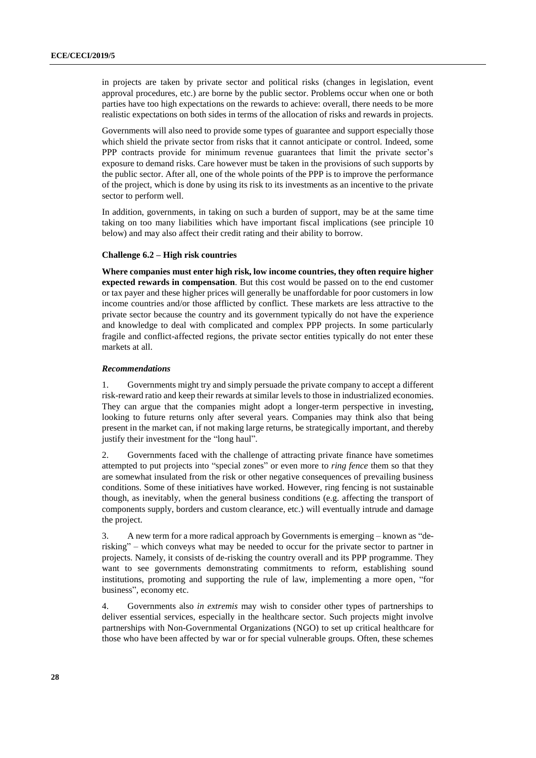in projects are taken by private sector and political risks (changes in legislation, event approval procedures, etc.) are borne by the public sector. Problems occur when one or both parties have too high expectations on the rewards to achieve: overall, there needs to be more realistic expectations on both sides in terms of the allocation of risks and rewards in projects.

Governments will also need to provide some types of guarantee and support especially those which shield the private sector from risks that it cannot anticipate or control. Indeed, some PPP contracts provide for minimum revenue guarantees that limit the private sector's exposure to demand risks. Care however must be taken in the provisions of such supports by the public sector. After all, one of the whole points of the PPP is to improve the performance of the project, which is done by using its risk to its investments as an incentive to the private sector to perform well.

In addition, governments, in taking on such a burden of support, may be at the same time taking on too many liabilities which have important fiscal implications (see principle 10 below) and may also affect their credit rating and their ability to borrow.

#### Challenge 6.2 – High risk countries

**Where companies must enter high risk, low income countries, they often require higher expected rewards in compensation**. But this cost would be passed on to the end customer or tax payer and these higher prices will generally be unaffordable for poor customers in low income countries and/or those afflicted by conflict. These markets are less attractive to the private sector because the country and its government typically do not have the experience and knowledge to deal with complicated and complex PPP projects. In some particularly fragile and conflict-affected regions, the private sector entities typically do not enter these markets at all.

#### *Recommendations*

1. Governments might try and simply persuade the private company to accept a different risk-reward ratio and keep their rewards at similar levels to those in industrialized economies. They can argue that the companies might adopt a longer-term perspective in investing, looking to future returns only after several years. Companies may think also that being present in the market can, if not making large returns, be strategically important, and thereby justify their investment for the "long haul".

2. Governments faced with the challenge of attracting private finance have sometimes attempted to put projects into "special zones" or even more to *ring fence* them so that they are somewhat insulated from the risk or other negative consequences of prevailing business conditions. Some of these initiatives have worked. However, ring fencing is not sustainable though, as inevitably, when the general business conditions (e.g. affecting the transport of components supply, borders and custom clearance, etc.) will eventually intrude and damage the project.

3. A new term for a more radical approach by Governments is emerging – known as "de-risking" – which conveys what may be needed to occur for the private sector to partner in projects. Namely, it consists of de-risking the country overall and its PPP programme. They want to see governments demonstrating commitments to reform, establishing sound institutions, promoting and supporting the rule of law, implementing a more open, "for business", economy etc.

4. Governments also *in extremis* may wish to consider other types of partnerships to deliver essential services, especially in the healthcare sector. Such projects might involve partnerships with Non-Governmental Organizations (NGO) to set up critical healthcare for those who have been affected by war or for special vulnerable groups. Often, these schemes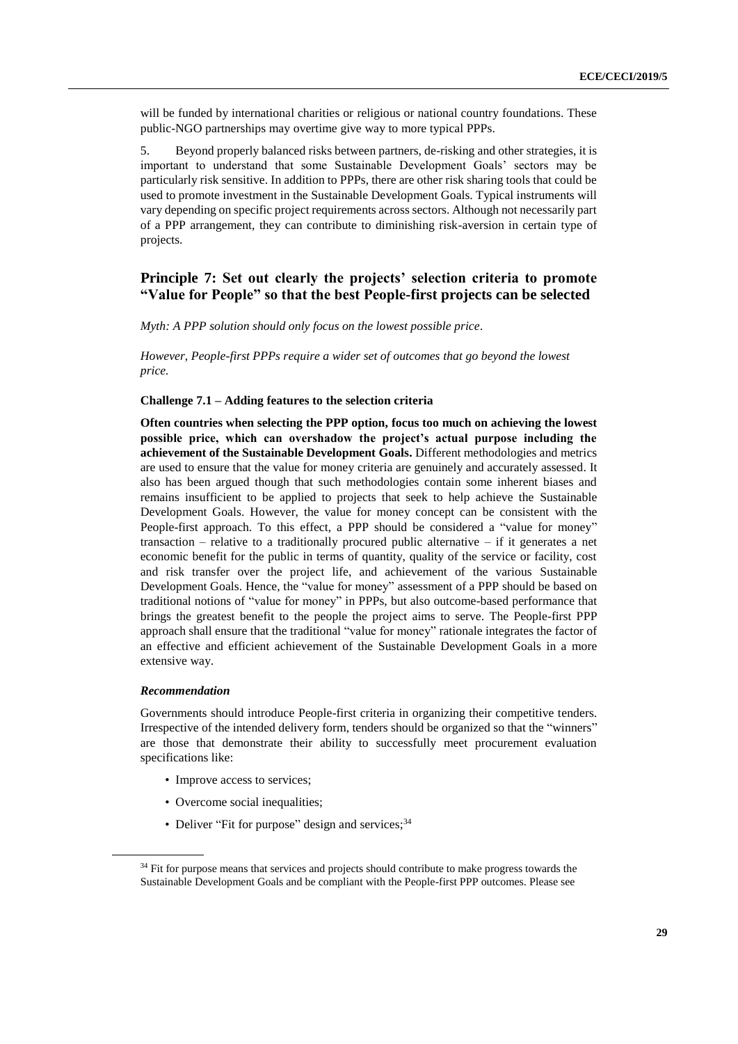will be funded by international charities or religious or national country foundations. These public-NGO partnerships may overtime give way to more typical PPPs.

5. Beyond properly balanced risks between partners, de-risking and other strategies, it is important to understand that some Sustainable Development Goals' sectors may be particularly risk sensitive. In addition to PPPs, there are other risk sharing tools that could be used to promote investment in the Sustainable Development Goals. Typical instruments will vary depending on specific project requirements across sectors. Although not necessarily part of a PPP arrangement, they can contribute to diminishing risk-aversion in certain type of projects.

## Principle 7: Set out clearly the projects' selection criteria to promote "Value for People" so that the best People-first projects can be selected

*Myth: A PPP solution should only focus on the lowest possible price.*

*However, People-first PPPs require a wider set of outcomes that go beyond the lowest price.*

### Challenge 7.1 – Adding features to the selection criteria

**Often countries when selecting the PPP option, focus too much on achieving the lowest possible price, which can overshadow the project's actual purpose including the achievement of the Sustainable Development Goals.** Different methodologies and metrics are used to ensure that the value for money criteria are genuinely and accurately assessed. It also has been argued though that such methodologies contain some inherent biases and remains insufficient to be applied to projects that seek to help achieve the Sustainable Development Goals. However, the value for money concept can be consistent with the People-first approach. To this effect, a PPP should be considered a "value for money" transaction – relative to a traditionally procured public alternative – if it generates a net economic benefit for the public in terms of quantity, quality of the service or facility, cost and risk transfer over the project life, and achievement of the various Sustainable Development Goals. Hence, the "value for money" assessment of a PPP should be based on traditional notions of "value for money" in PPPs, but also outcome-based performance that brings the greatest benefit to the people the project aims to serve. The People-first PPP approach shall ensure that the traditional "value for money" rationale integrates the factor of an effective and efficient achievement of the Sustainable Development Goals in a more extensive way.

#### *Recommendation*

Governments should introduce People-first criteria in organizing their competitive tenders. Irrespective of the intended delivery form, tenders should be organized so that the "winners" are those that demonstrate their ability to successfully meet procurement evaluation specifications like:

- Improve access to services;
- Overcome social inequalities;
- Deliver "Fit for purpose" design and services;[34]

[34] Fit for purpose means that services and projects should contribute to make progress towards the Sustainable Development Goals and be compliant with the People-first PPP outcomes. Please see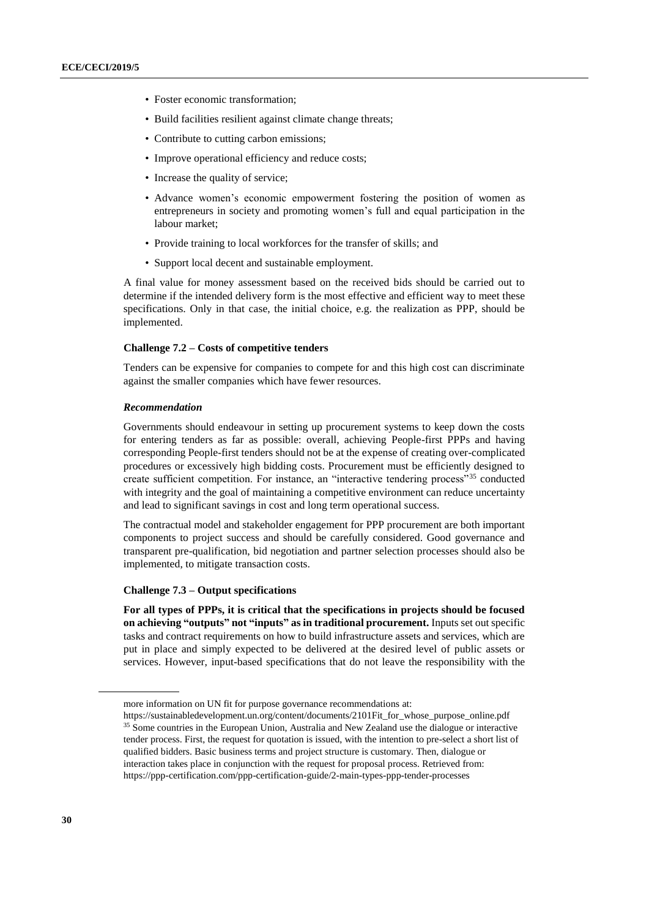- Foster economic transformation;
- Build facilities resilient against climate change threats;
- Contribute to cutting carbon emissions;
- Improve operational efficiency and reduce costs;
- Increase the quality of service;
- Advance women's economic empowerment fostering the position of women as entrepreneurs in society and promoting women's full and equal participation in the labour market;
- Provide training to local workforces for the transfer of skills; and
- Support local decent and sustainable employment.

A final value for money assessment based on the received bids should be carried out to determine if the intended delivery form is the most effective and efficient way to meet these specifications. Only in that case, the initial choice, e.g. the realization as PPP, should be implemented.

#### Challenge 7.2 – Costs of competitive tenders

Tenders can be expensive for companies to compete for and this high cost can discriminate against the smaller companies which have fewer resources.

***Recommendation***

Governments should endeavour in setting up procurement systems to keep down the costs for entering tenders as far as possible: overall, achieving People-first PPPs and having corresponding People-first tenders should not be at the expense of creating over-complicated procedures or excessively high bidding costs. Procurement must be efficiently designed to create sufficient competition. For instance, an "interactive tendering process"[35] conducted with integrity and the goal of maintaining a competitive environment can reduce uncertainty and lead to significant savings in cost and long term operational success.

The contractual model and stakeholder engagement for PPP procurement are both important components to project success and should be carefully considered. Good governance and transparent pre-qualification, bid negotiation and partner selection processes should also be implemented, to mitigate transaction costs.

#### Challenge 7.3 – Output specifications

**For all types of PPPs, it is critical that the specifications in projects should be focused on achieving "outputs" not "inputs" as in traditional procurement.** Inputs set out specific tasks and contract requirements on how to build infrastructure assets and services, which are put in place and simply expected to be delivered at the desired level of public assets or services. However, input-based specifications that do not leave the responsibility with the

---

more information on UN fit for purpose governance recommendations at: https://sustainabledevelopment.un.org/content/documents/2101Fit_for_whose_purpose_online.pdf

[35] Some countries in the European Union, Australia and New Zealand use the dialogue or interactive tender process. First, the request for quotation is issued, with the intention to pre-select a short list of qualified bidders. Basic business terms and project structure is customary. Then, dialogue or interaction takes place in conjunction with the request for proposal process. Retrieved from: https://ppp-certification.com/ppp-certification-guide/2-main-types-ppp-tender-processes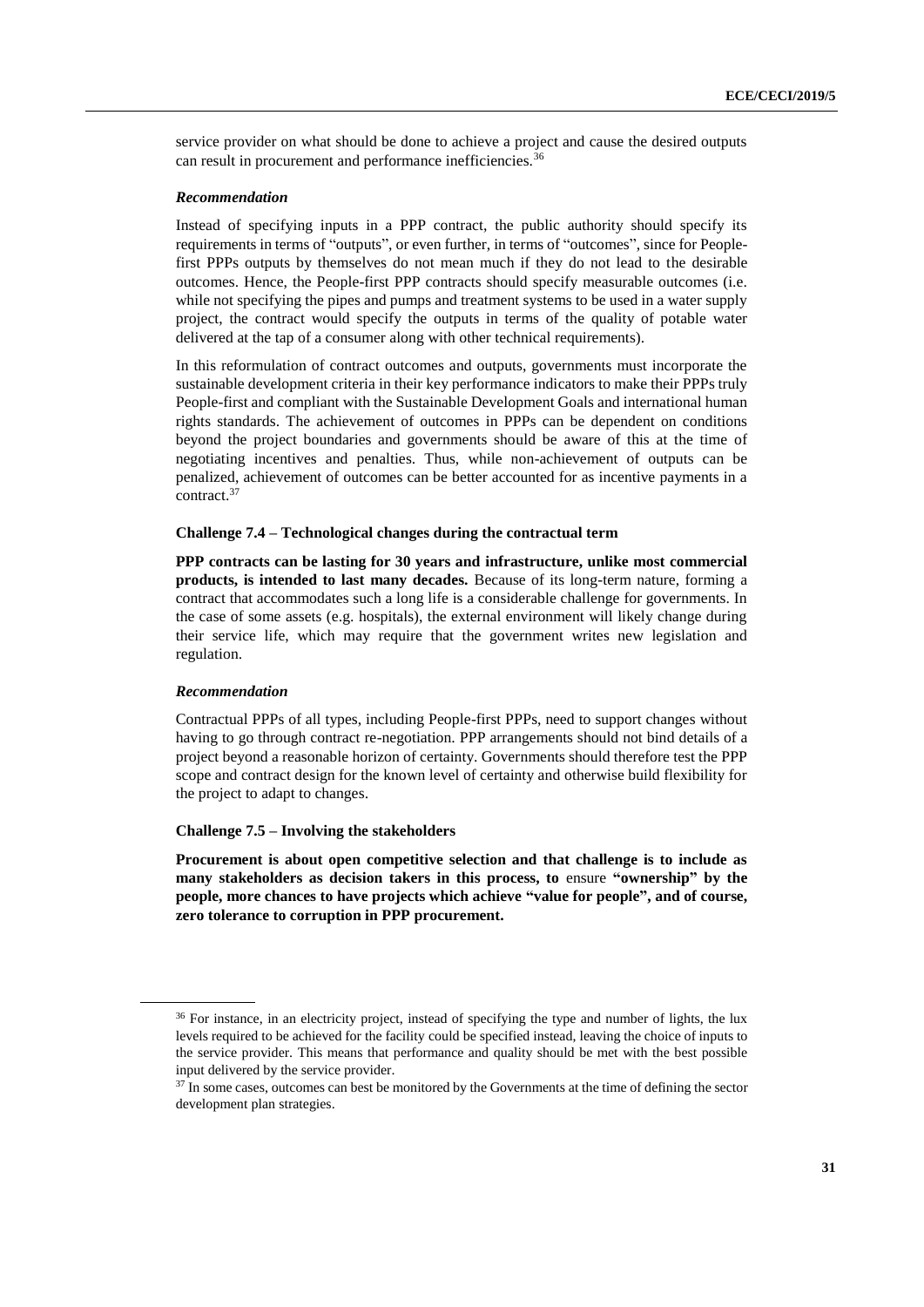service provider on what should be done to achieve a project and cause the desired outputs can result in procurement and performance inefficiencies.[36]

#### *Recommendation*

Instead of specifying inputs in a PPP contract, the public authority should specify its requirements in terms of "outputs", or even further, in terms of "outcomes", since for People-first PPPs outputs by themselves do not mean much if they do not lead to the desirable outcomes. Hence, the People-first PPP contracts should specify measurable outcomes (i.e. while not specifying the pipes and pumps and treatment systems to be used in a water supply project, the contract would specify the outputs in terms of the quality of potable water delivered at the tap of a consumer along with other technical requirements).

In this reformulation of contract outcomes and outputs, governments must incorporate the sustainable development criteria in their key performance indicators to make their PPPs truly People-first and compliant with the Sustainable Development Goals and international human rights standards. The achievement of outcomes in PPPs can be dependent on conditions beyond the project boundaries and governments should be aware of this at the time of negotiating incentives and penalties. Thus, while non-achievement of outputs can be penalized, achievement of outcomes can be better accounted for as incentive payments in a contract.[37]

### Challenge 7.4 – Technological changes during the contractual term

**PPP contracts can be lasting for 30 years and infrastructure, unlike most commercial products, is intended to last many decades.** Because of its long-term nature, forming a contract that accommodates such a long life is a considerable challenge for governments. In the case of some assets (e.g. hospitals), the external environment will likely change during their service life, which may require that the government writes new legislation and regulation.

#### *Recommendation*

Contractual PPPs of all types, including People-first PPPs, need to support changes without having to go through contract re-negotiation. PPP arrangements should not bind details of a project beyond a reasonable horizon of certainty. Governments should therefore test the PPP scope and contract design for the known level of certainty and otherwise build flexibility for the project to adapt to changes.

### Challenge 7.5 – Involving the stakeholders

**Procurement is about open competitive selection and that challenge is to include as many stakeholders as decision takers in this process, to** ensure **"ownership" by the people, more chances to have projects which achieve "value for people", and of course, zero tolerance to corruption in PPP procurement.**

---

[36] For instance, in an electricity project, instead of specifying the type and number of lights, the lux levels required to be achieved for the facility could be specified instead, leaving the choice of inputs to the service provider. This means that performance and quality should be met with the best possible input delivered by the service provider.

[37] In some cases, outcomes can best be monitored by the Governments at the time of defining the sector development plan strategies.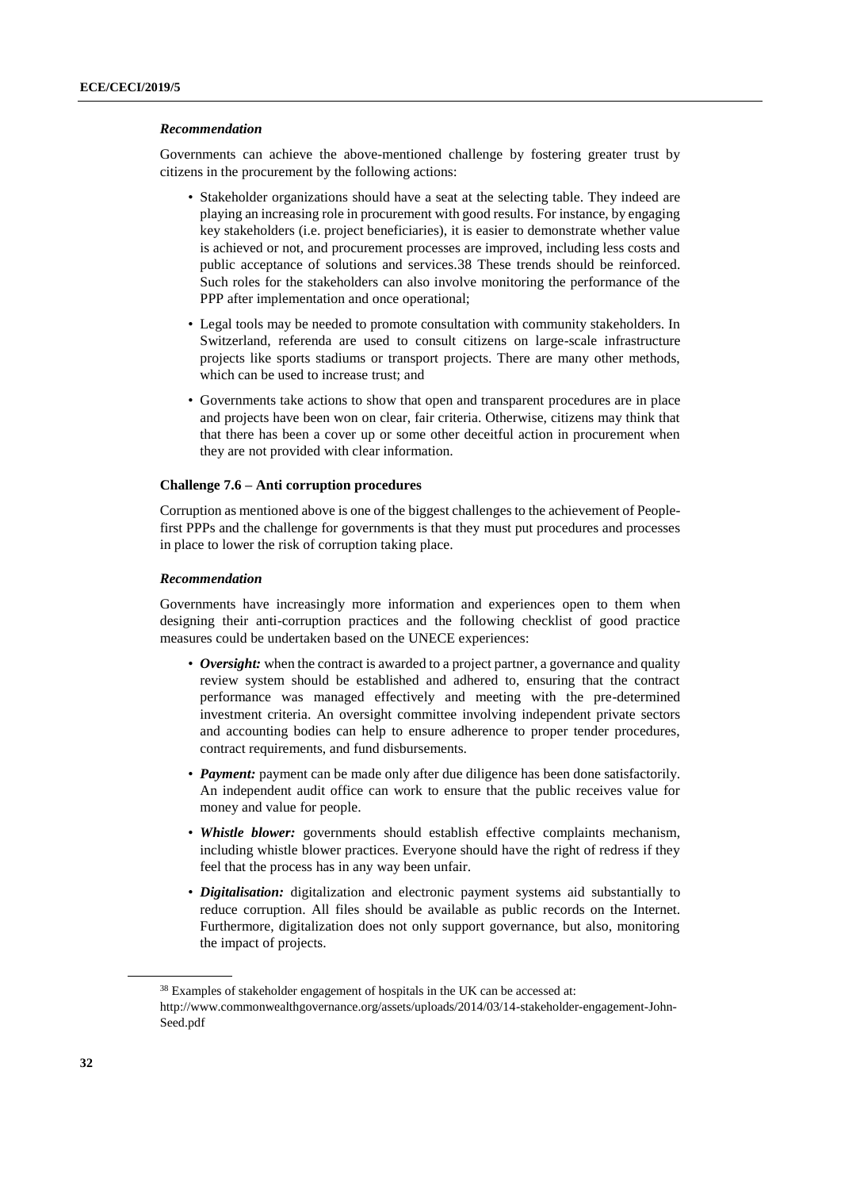### *Recommendation*

Governments can achieve the above-mentioned challenge by fostering greater trust by citizens in the procurement by the following actions:

- Stakeholder organizations should have a seat at the selecting table. They indeed are playing an increasing role in procurement with good results. For instance, by engaging key stakeholders (i.e. project beneficiaries), it is easier to demonstrate whether value is achieved or not, and procurement processes are improved, including less costs and public acceptance of solutions and services.38 These trends should be reinforced. Such roles for the stakeholders can also involve monitoring the performance of the PPP after implementation and once operational;
- Legal tools may be needed to promote consultation with community stakeholders. In Switzerland, referenda are used to consult citizens on large-scale infrastructure projects like sports stadiums or transport projects. There are many other methods, which can be used to increase trust; and
- Governments take actions to show that open and transparent procedures are in place and projects have been won on clear, fair criteria. Otherwise, citizens may think that that there has been a cover up or some other deceitful action in procurement when they are not provided with clear information.

### Challenge 7.6 – Anti corruption procedures

Corruption as mentioned above is one of the biggest challenges to the achievement of People-first PPPs and the challenge for governments is that they must put procedures and processes in place to lower the risk of corruption taking place.

### *Recommendation*

Governments have increasingly more information and experiences open to them when designing their anti-corruption practices and the following checklist of good practice measures could be undertaken based on the UNECE experiences:

- ***Oversight:*** when the contract is awarded to a project partner, a governance and quality review system should be established and adhered to, ensuring that the contract performance was managed effectively and meeting with the pre-determined investment criteria. An oversight committee involving independent private sectors and accounting bodies can help to ensure adherence to proper tender procedures, contract requirements, and fund disbursements.
- ***Payment:*** payment can be made only after due diligence has been done satisfactorily. An independent audit office can work to ensure that the public receives value for money and value for people.
- ***Whistle blower:*** governments should establish effective complaints mechanism, including whistle blower practices. Everyone should have the right of redress if they feel that the process has in any way been unfair.
- ***Digitalisation:*** digitalization and electronic payment systems aid substantially to reduce corruption. All files should be available as public records on the Internet. Furthermore, digitalization does not only support governance, but also, monitoring the impact of projects.

---

[38] Examples of stakeholder engagement of hospitals in the UK can be accessed at: http://www.commonwealthgovernance.org/assets/uploads/2014/03/14-stakeholder-engagement-John-Seed.pdf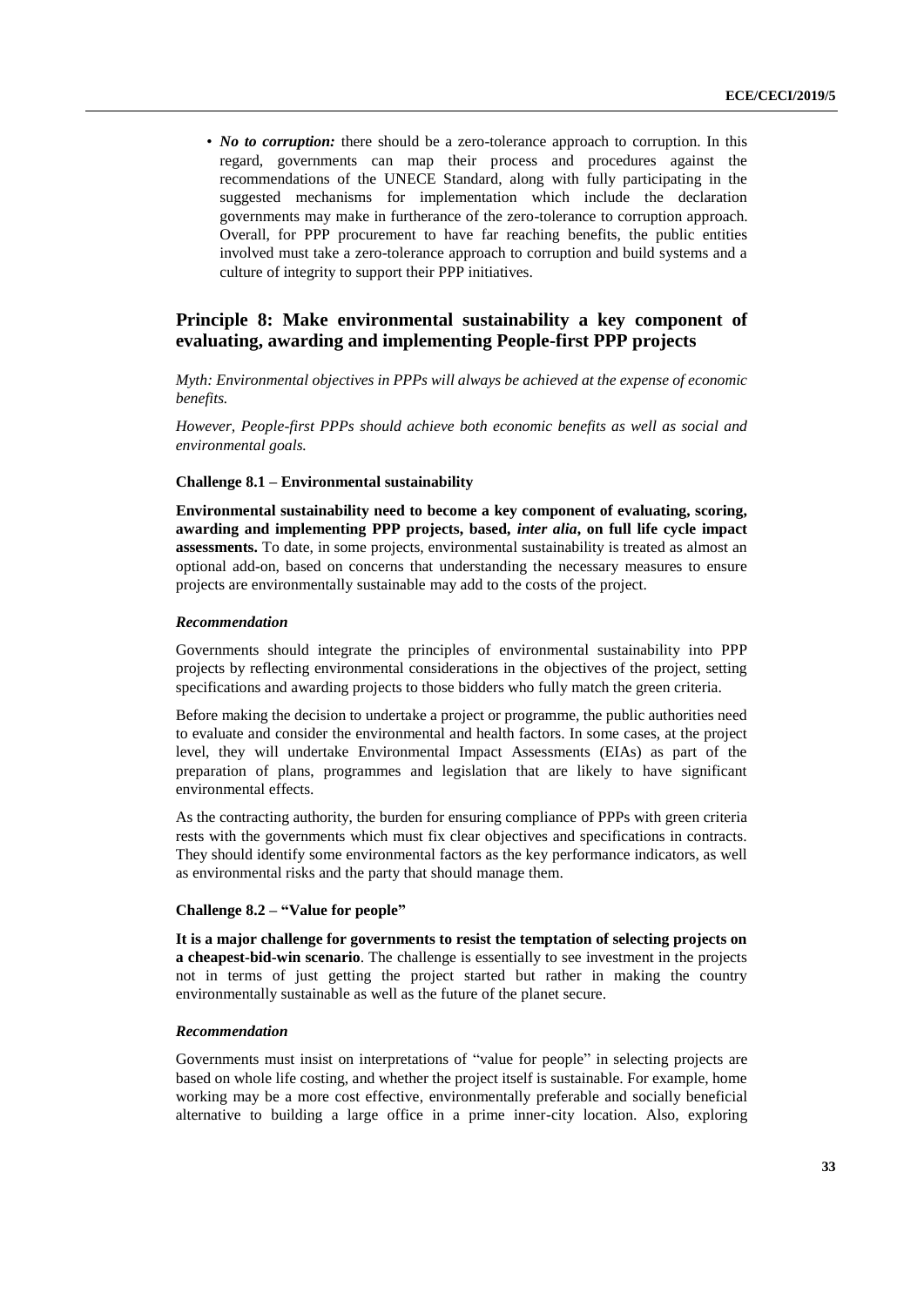- ***No to corruption:*** there should be a zero-tolerance approach to corruption. In this regard, governments can map their process and procedures against the recommendations of the UNECE Standard, along with fully participating in the suggested mechanisms for implementation which include the declaration governments may make in furtherance of the zero-tolerance to corruption approach. Overall, for PPP procurement to have far reaching benefits, the public entities involved must take a zero-tolerance approach to corruption and build systems and a culture of integrity to support their PPP initiatives.

## Principle 8: Make environmental sustainability a key component of evaluating, awarding and implementing People-first PPP projects

*Myth: Environmental objectives in PPPs will always be achieved at the expense of economic benefits.*

*However, People-first PPPs should achieve both economic benefits as well as social and environmental goals.*

### Challenge 8.1 – Environmental sustainability

**Environmental sustainability need to become a key component of evaluating, scoring, awarding and implementing PPP projects, based, *inter alia*, on full life cycle impact assessments.** To date, in some projects, environmental sustainability is treated as almost an optional add-on, based on concerns that understanding the necessary measures to ensure projects are environmentally sustainable may add to the costs of the project.

#### *Recommendation*

Governments should integrate the principles of environmental sustainability into PPP projects by reflecting environmental considerations in the objectives of the project, setting specifications and awarding projects to those bidders who fully match the green criteria.

Before making the decision to undertake a project or programme, the public authorities need to evaluate and consider the environmental and health factors. In some cases, at the project level, they will undertake Environmental Impact Assessments (EIAs) as part of the preparation of plans, programmes and legislation that are likely to have significant environmental effects.

As the contracting authority, the burden for ensuring compliance of PPPs with green criteria rests with the governments which must fix clear objectives and specifications in contracts. They should identify some environmental factors as the key performance indicators, as well as environmental risks and the party that should manage them.

### Challenge 8.2 – "Value for people"

**It is a major challenge for governments to resist the temptation of selecting projects on a cheapest-bid-win scenario**. The challenge is essentially to see investment in the projects not in terms of just getting the project started but rather in making the country environmentally sustainable as well as the future of the planet secure.

#### *Recommendation*

Governments must insist on interpretations of "value for people" in selecting projects are based on whole life costing, and whether the project itself is sustainable. For example, home working may be a more cost effective, environmentally preferable and socially beneficial alternative to building a large office in a prime inner-city location. Also, exploring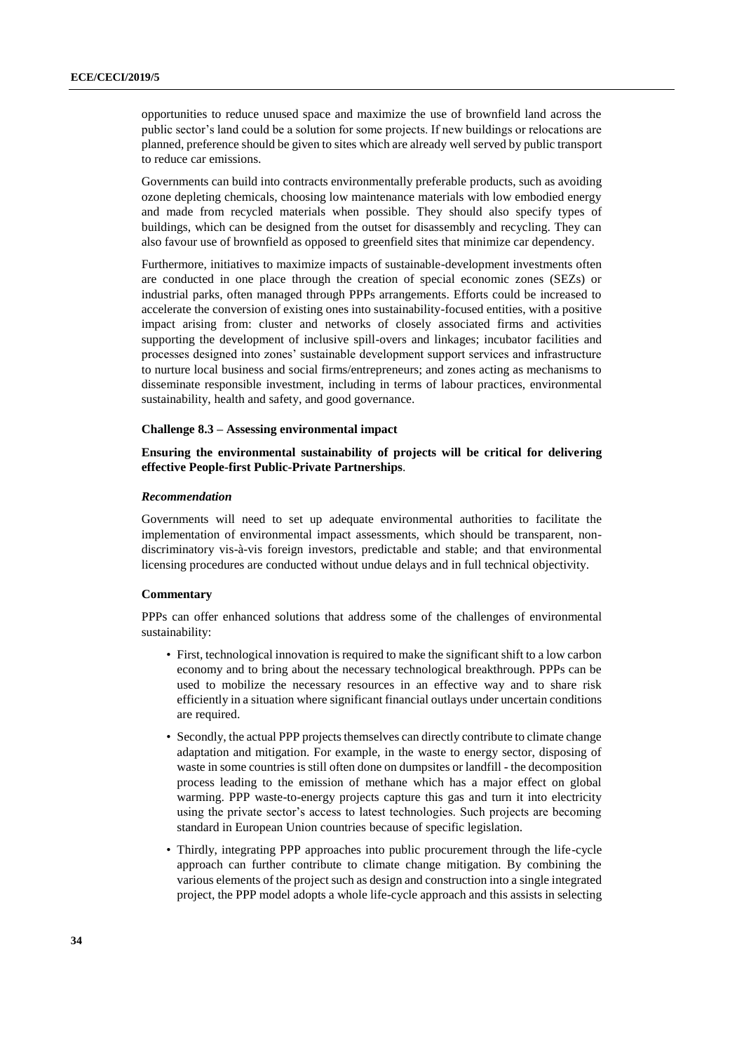opportunities to reduce unused space and maximize the use of brownfield land across the public sector's land could be a solution for some projects. If new buildings or relocations are planned, preference should be given to sites which are already well served by public transport to reduce car emissions.

Governments can build into contracts environmentally preferable products, such as avoiding ozone depleting chemicals, choosing low maintenance materials with low embodied energy and made from recycled materials when possible. They should also specify types of buildings, which can be designed from the outset for disassembly and recycling. They can also favour use of brownfield as opposed to greenfield sites that minimize car dependency.

Furthermore, initiatives to maximize impacts of sustainable-development investments often are conducted in one place through the creation of special economic zones (SEZs) or industrial parks, often managed through PPPs arrangements. Efforts could be increased to accelerate the conversion of existing ones into sustainability-focused entities, with a positive impact arising from: cluster and networks of closely associated firms and activities supporting the development of inclusive spill-overs and linkages; incubator facilities and processes designed into zones' sustainable development support services and infrastructure to nurture local business and social firms/entrepreneurs; and zones acting as mechanisms to disseminate responsible investment, including in terms of labour practices, environmental sustainability, health and safety, and good governance.

#### Challenge 8.3 – Assessing environmental impact

**Ensuring the environmental sustainability of projects will be critical for delivering effective People-first Public-Private Partnerships**.

#### *Recommendation*

Governments will need to set up adequate environmental authorities to facilitate the implementation of environmental impact assessments, which should be transparent, non-discriminatory vis-à-vis foreign investors, predictable and stable; and that environmental licensing procedures are conducted without undue delays and in full technical objectivity.

#### Commentary

PPPs can offer enhanced solutions that address some of the challenges of environmental sustainability:

- First, technological innovation is required to make the significant shift to a low carbon economy and to bring about the necessary technological breakthrough. PPPs can be used to mobilize the necessary resources in an effective way and to share risk efficiently in a situation where significant financial outlays under uncertain conditions are required.
- Secondly, the actual PPP projects themselves can directly contribute to climate change adaptation and mitigation. For example, in the waste to energy sector, disposing of waste in some countries is still often done on dumpsites or landfill - the decomposition process leading to the emission of methane which has a major effect on global warming. PPP waste-to-energy projects capture this gas and turn it into electricity using the private sector's access to latest technologies. Such projects are becoming standard in European Union countries because of specific legislation.
- Thirdly, integrating PPP approaches into public procurement through the life-cycle approach can further contribute to climate change mitigation. By combining the various elements of the project such as design and construction into a single integrated project, the PPP model adopts a whole life-cycle approach and this assists in selecting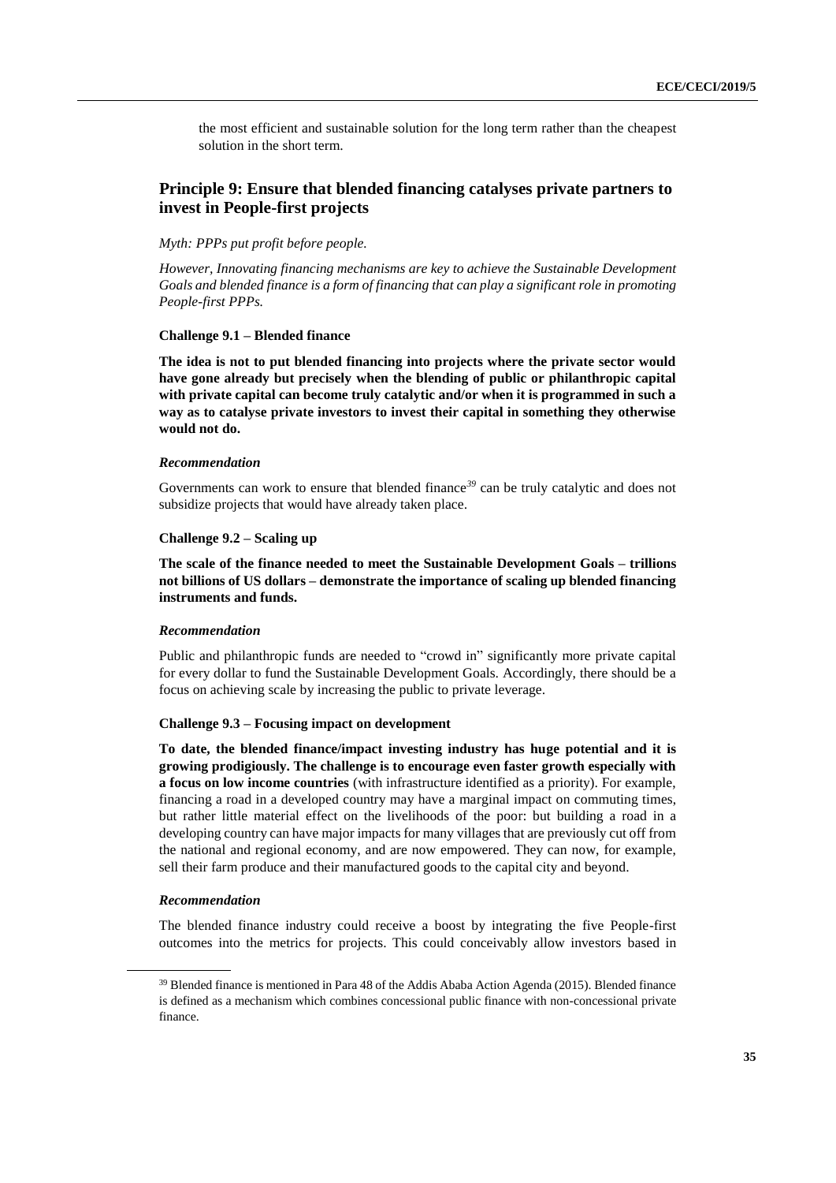the most efficient and sustainable solution for the long term rather than the cheapest solution in the short term.

## Principle 9: Ensure that blended financing catalyses private partners to invest in People-first projects

*Myth: PPPs put profit before people.*

*However, Innovating financing mechanisms are key to achieve the Sustainable Development Goals and blended finance is a form of financing that can play a significant role in promoting People-first PPPs.*

### Challenge 9.1 – Blended finance

**The idea is not to put blended financing into projects where the private sector would have gone already but precisely when the blending of public or philanthropic capital with private capital can become truly catalytic and/or when it is programmed in such a way as to catalyse private investors to invest their capital in something they otherwise would not do.**

#### *Recommendation*

Governments can work to ensure that blended finance[39] can be truly catalytic and does not subsidize projects that would have already taken place.

### Challenge 9.2 – Scaling up

**The scale of the finance needed to meet the Sustainable Development Goals – trillions not billions of US dollars – demonstrate the importance of scaling up blended financing instruments and funds.**

#### *Recommendation*

Public and philanthropic funds are needed to "crowd in" significantly more private capital for every dollar to fund the Sustainable Development Goals. Accordingly, there should be a focus on achieving scale by increasing the public to private leverage.

### Challenge 9.3 – Focusing impact on development

**To date, the blended finance/impact investing industry has huge potential and it is growing prodigiously. The challenge is to encourage even faster growth especially with a focus on low income countries** (with infrastructure identified as a priority). For example, financing a road in a developed country may have a marginal impact on commuting times, but rather little material effect on the livelihoods of the poor: but building a road in a developing country can have major impacts for many villages that are previously cut off from the national and regional economy, and are now empowered. They can now, for example, sell their farm produce and their manufactured goods to the capital city and beyond.

#### *Recommendation*

The blended finance industry could receive a boost by integrating the five People-first outcomes into the metrics for projects. This could conceivably allow investors based in

---

[39] Blended finance is mentioned in Para 48 of the Addis Ababa Action Agenda (2015). Blended finance is defined as a mechanism which combines concessional public finance with non-concessional private finance.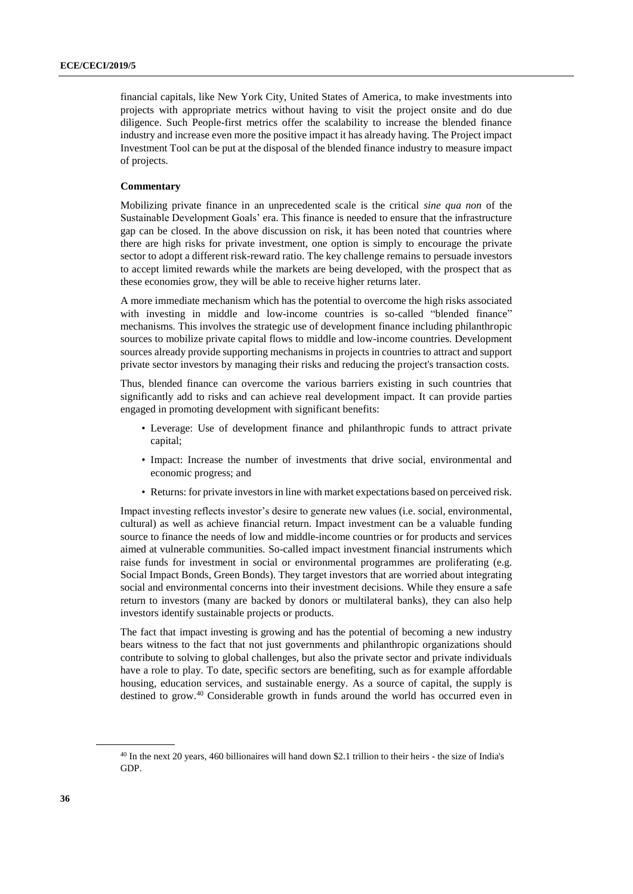financial capitals, like New York City, United States of America, to make investments into projects with appropriate metrics without having to visit the project onsite and do due diligence. Such People-first metrics offer the scalability to increase the blended finance industry and increase even more the positive impact it has already having. The Project impact Investment Tool can be put at the disposal of the blended finance industry to measure impact of projects.

**Commentary**

Mobilizing private finance in an unprecedented scale is the critical *sine qua non* of the Sustainable Development Goals' era. This finance is needed to ensure that the infrastructure gap can be closed. In the above discussion on risk, it has been noted that countries where there are high risks for private investment, one option is simply to encourage the private sector to adopt a different risk-reward ratio. The key challenge remains to persuade investors to accept limited rewards while the markets are being developed, with the prospect that as these economies grow, they will be able to receive higher returns later.

A more immediate mechanism which has the potential to overcome the high risks associated with investing in middle and low-income countries is so-called "blended finance" mechanisms. This involves the strategic use of development finance including philanthropic sources to mobilize private capital flows to middle and low-income countries. Development sources already provide supporting mechanisms in projects in countries to attract and support private sector investors by managing their risks and reducing the project's transaction costs.

Thus, blended finance can overcome the various barriers existing in such countries that significantly add to risks and can achieve real development impact. It can provide parties engaged in promoting development with significant benefits:

- Leverage: Use of development finance and philanthropic funds to attract private capital;
- Impact: Increase the number of investments that drive social, environmental and economic progress; and
- Returns: for private investors in line with market expectations based on perceived risk.

Impact investing reflects investor's desire to generate new values (i.e. social, environmental, cultural) as well as achieve financial return. Impact investment can be a valuable funding source to finance the needs of low and middle-income countries or for products and services aimed at vulnerable communities. So-called impact investment financial instruments which raise funds for investment in social or environmental programmes are proliferating (e.g. Social Impact Bonds, Green Bonds). They target investors that are worried about integrating social and environmental concerns into their investment decisions. While they ensure a safe return to investors (many are backed by donors or multilateral banks), they can also help investors identify sustainable projects or products.

The fact that impact investing is growing and has the potential of becoming a new industry bears witness to the fact that not just governments and philanthropic organizations should contribute to solving to global challenges, but also the private sector and private individuals have a role to play. To date, specific sectors are benefiting, such as for example affordable housing, education services, and sustainable energy. As a source of capital, the supply is destined to grow.[40] Considerable growth in funds around the world has occurred even in

[40] In the next 20 years, 460 billionaires will hand down $2.1 trillion to their heirs - the size of India's GDP.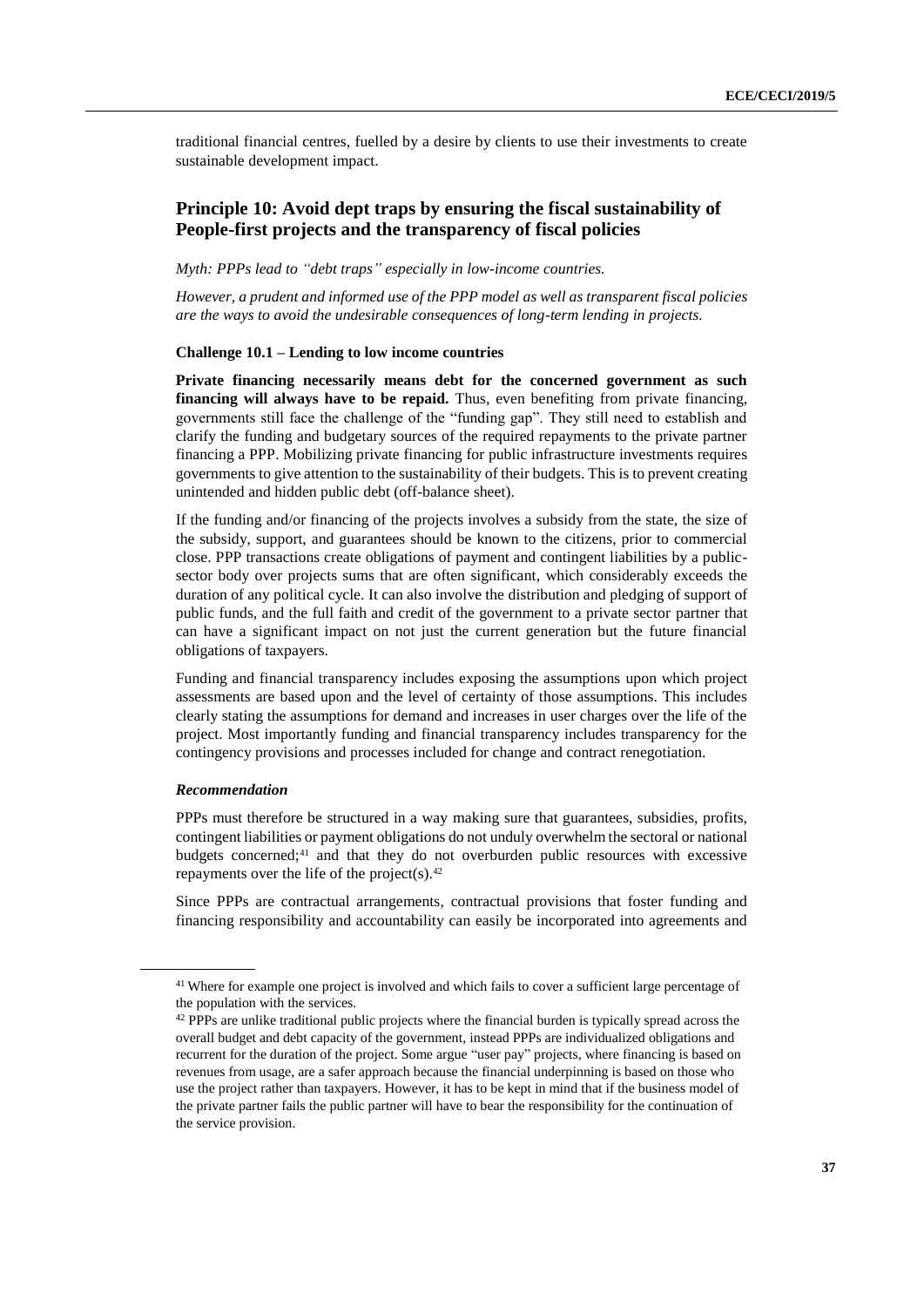traditional financial centres, fuelled by a desire by clients to use their investments to create sustainable development impact.

## Principle 10: Avoid dept traps by ensuring the fiscal sustainability of People-first projects and the transparency of fiscal policies

*Myth: PPPs lead to "debt traps" especially in low-income countries.*

*However, a prudent and informed use of the PPP model as well as transparent fiscal policies are the ways to avoid the undesirable consequences of long-term lending in projects.*

### Challenge 10.1 – Lending to low income countries

**Private financing necessarily means debt for the concerned government as such financing will always have to be repaid.** Thus, even benefiting from private financing, governments still face the challenge of the "funding gap". They still need to establish and clarify the funding and budgetary sources of the required repayments to the private partner financing a PPP. Mobilizing private financing for public infrastructure investments requires governments to give attention to the sustainability of their budgets. This is to prevent creating unintended and hidden public debt (off-balance sheet).

If the funding and/or financing of the projects involves a subsidy from the state, the size of the subsidy, support, and guarantees should be known to the citizens, prior to commercial close. PPP transactions create obligations of payment and contingent liabilities by a public-sector body over projects sums that are often significant, which considerably exceeds the duration of any political cycle. It can also involve the distribution and pledging of support of public funds, and the full faith and credit of the government to a private sector partner that can have a significant impact on not just the current generation but the future financial obligations of taxpayers.

Funding and financial transparency includes exposing the assumptions upon which project assessments are based upon and the level of certainty of those assumptions. This includes clearly stating the assumptions for demand and increases in user charges over the life of the project. Most importantly funding and financial transparency includes transparency for the contingency provisions and processes included for change and contract renegotiation.

#### *Recommendation*

PPPs must therefore be structured in a way making sure that guarantees, subsidies, profits, contingent liabilities or payment obligations do not unduly overwhelm the sectoral or national budgets concerned;[41] and that they do not overburden public resources with excessive repayments over the life of the project(s).[42]

Since PPPs are contractual arrangements, contractual provisions that foster funding and financing responsibility and accountability can easily be incorporated into agreements and

---

[41] Where for example one project is involved and which fails to cover a sufficient large percentage of the population with the services.

[42] PPPs are unlike traditional public projects where the financial burden is typically spread across the overall budget and debt capacity of the government, instead PPPs are individualized obligations and recurrent for the duration of the project. Some argue "user pay" projects, where financing is based on revenues from usage, are a safer approach because the financial underpinning is based on those who use the project rather than taxpayers. However, it has to be kept in mind that if the business model of the private partner fails the public partner will have to bear the responsibility for the continuation of the service provision.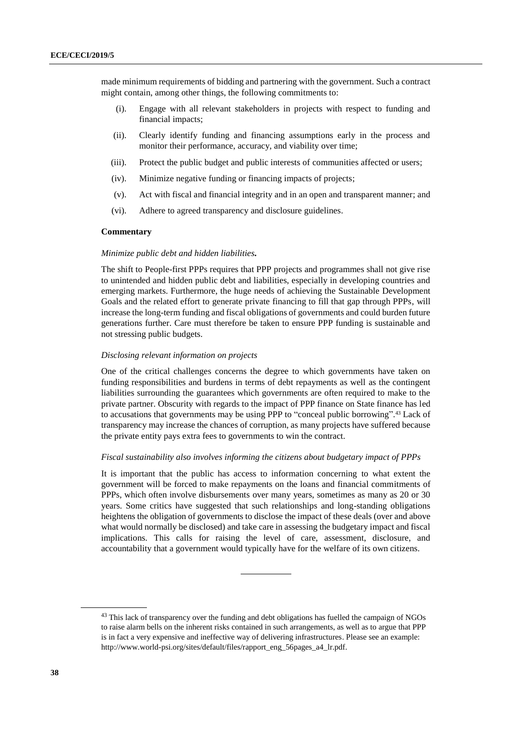made minimum requirements of bidding and partnering with the government. Such a contract might contain, among other things, the following commitments to:

(i). Engage with all relevant stakeholders in projects with respect to funding and financial impacts;

(ii). Clearly identify funding and financing assumptions early in the process and monitor their performance, accuracy, and viability over time;

(iii). Protect the public budget and public interests of communities affected or users;

(iv). Minimize negative funding or financing impacts of projects;

(v). Act with fiscal and financial integrity and in an open and transparent manner; and

(vi). Adhere to agreed transparency and disclosure guidelines.

**Commentary**

*Minimize public debt and hidden liabilities.*

The shift to People-first PPPs requires that PPP projects and programmes shall not give rise to unintended and hidden public debt and liabilities, especially in developing countries and emerging markets. Furthermore, the huge needs of achieving the Sustainable Development Goals and the related effort to generate private financing to fill that gap through PPPs, will increase the long-term funding and fiscal obligations of governments and could burden future generations further. Care must therefore be taken to ensure PPP funding is sustainable and not stressing public budgets.

*Disclosing relevant information on projects*

One of the critical challenges concerns the degree to which governments have taken on funding responsibilities and burdens in terms of debt repayments as well as the contingent liabilities surrounding the guarantees which governments are often required to make to the private partner. Obscurity with regards to the impact of PPP finance on State finance has led to accusations that governments may be using PPP to "conceal public borrowing".[43] Lack of transparency may increase the chances of corruption, as many projects have suffered because the private entity pays extra fees to governments to win the contract.

*Fiscal sustainability also involves informing the citizens about budgetary impact of PPPs*

It is important that the public has access to information concerning to what extent the government will be forced to make repayments on the loans and financial commitments of PPPs, which often involve disbursements over many years, sometimes as many as 20 or 30 years. Some critics have suggested that such relationships and long-standing obligations heightens the obligation of governments to disclose the impact of these deals (over and above what would normally be disclosed) and take care in assessing the budgetary impact and fiscal implications. This calls for raising the level of care, assessment, disclosure, and accountability that a government would typically have for the welfare of its own citizens.

---

[43] This lack of transparency over the funding and debt obligations has fuelled the campaign of NGOs to raise alarm bells on the inherent risks contained in such arrangements, as well as to argue that PPP is in fact a very expensive and ineffective way of delivering infrastructures. Please see an example: http://www.world-psi.org/sites/default/files/rapport_eng_56pages_a4_lr.pdf.